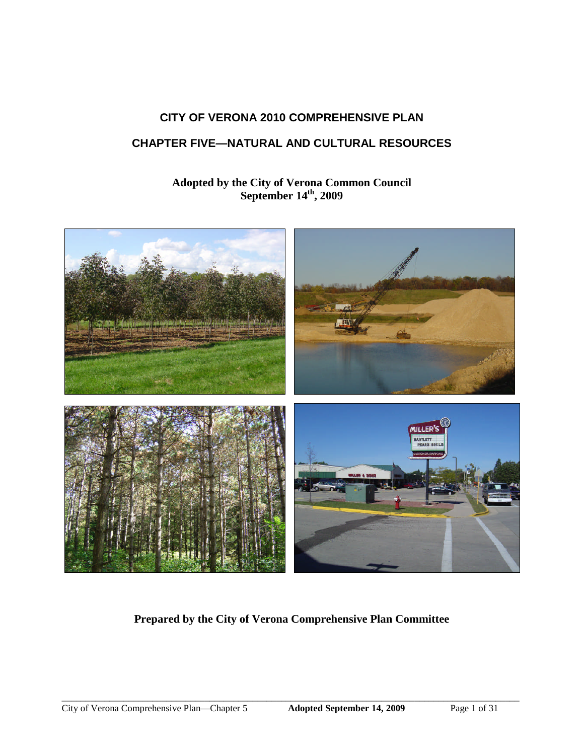# CITY OF VERONA 2010 COMPREHENSIVE PLAN

## CHAPTER FIVE—NATURAL AND CULTURAL RESOURCES

**Adopted by the City of Verona Common Council**
**September 14th, 2009**

**Prepared by the City of Verona Comprehensive Plan Committee**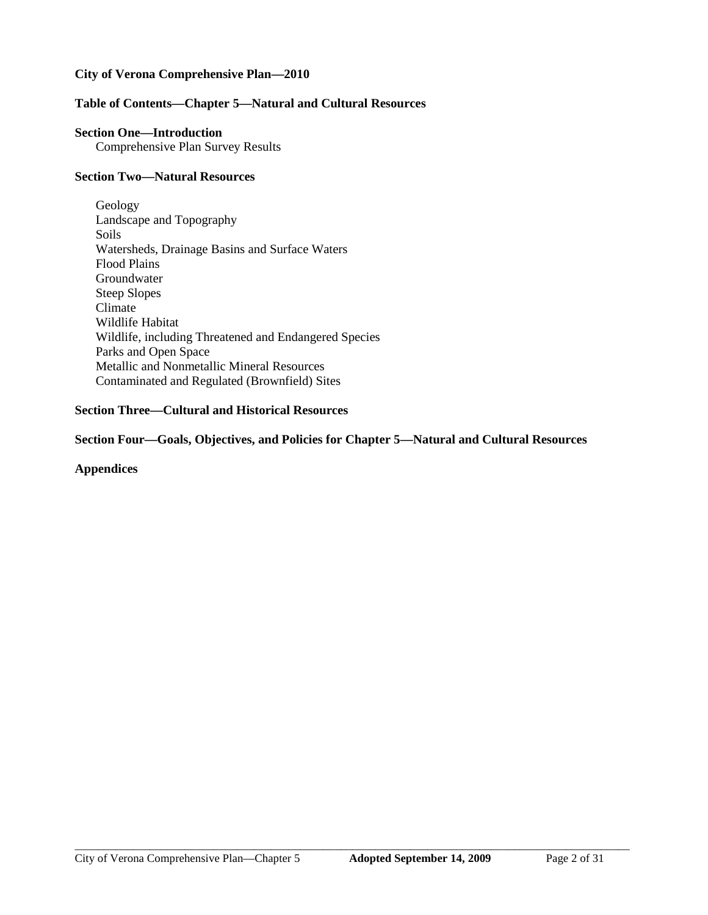**City of Verona Comprehensive Plan—2010**

## Table of Contents—Chapter 5—Natural and Cultural Resources

**Section One—Introduction**

Comprehensive Plan Survey Results

**Section Two—Natural Resources**

Geology
Landscape and Topography
Soils
Watersheds, Drainage Basins and Surface Waters
Flood Plains
Groundwater
Steep Slopes
Climate
Wildlife Habitat
Wildlife, including Threatened and Endangered Species
Parks and Open Space
Metallic and Nonmetallic Mineral Resources
Contaminated and Regulated (Brownfield) Sites

**Section Three—Cultural and Historical Resources**

**Section Four—Goals, Objectives, and Policies for Chapter 5—Natural and Cultural Resources**

**Appendices**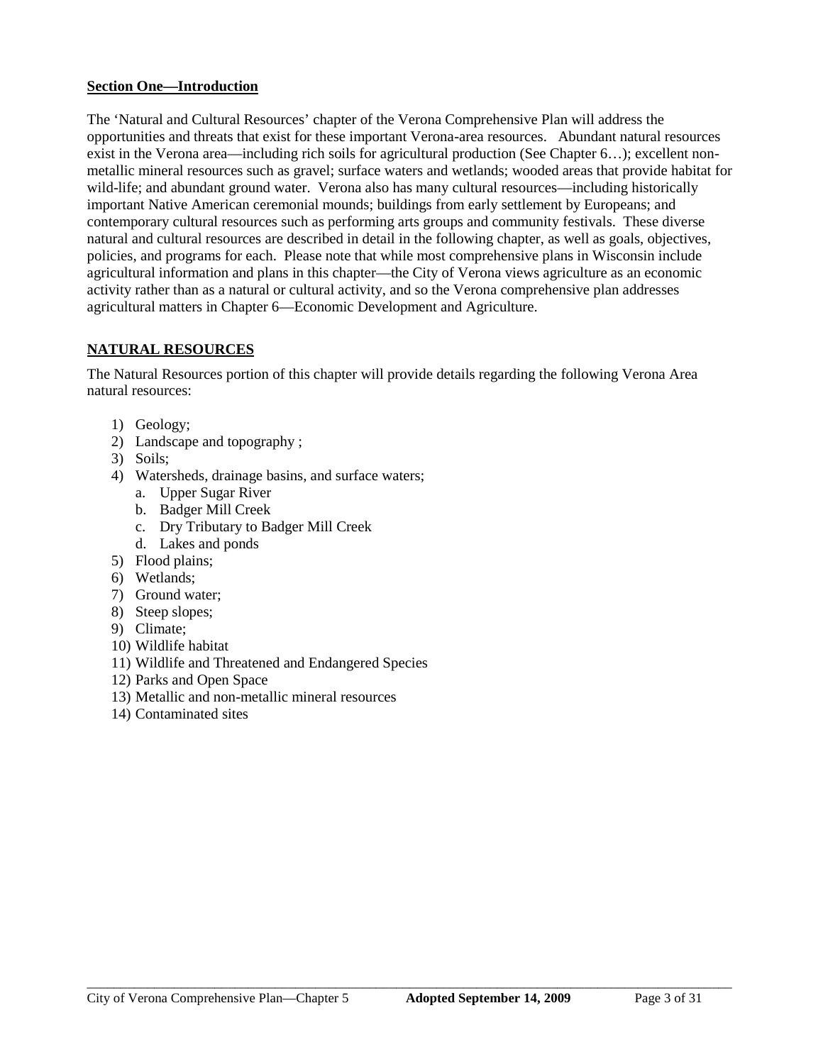**<u>Section One—Introduction</u>**

The 'Natural and Cultural Resources' chapter of the Verona Comprehensive Plan will address the opportunities and threats that exist for these important Verona-area resources. Abundant natural resources exist in the Verona area—including rich soils for agricultural production (See Chapter 6…); excellent non-metallic mineral resources such as gravel; surface waters and wetlands; wooded areas that provide habitat for wild-life; and abundant ground water. Verona also has many cultural resources—including historically important Native American ceremonial mounds; buildings from early settlement by Europeans; and contemporary cultural resources such as performing arts groups and community festivals. These diverse natural and cultural resources are described in detail in the following chapter, as well as goals, objectives, policies, and programs for each. Please note that while most comprehensive plans in Wisconsin include agricultural information and plans in this chapter—the City of Verona views agriculture as an economic activity rather than as a natural or cultural activity, and so the Verona comprehensive plan addresses agricultural matters in Chapter 6—Economic Development and Agriculture.

## <u>NATURAL RESOURCES</u>

The Natural Resources portion of this chapter will provide details regarding the following Verona Area natural resources:

1) Geology;
2) Landscape and topography ;
3) Soils;
4) Watersheds, drainage basins, and surface waters;
   a. Upper Sugar River
   b. Badger Mill Creek
   c. Dry Tributary to Badger Mill Creek
   d. Lakes and ponds
5) Flood plains;
6) Wetlands;
7) Ground water;
8) Steep slopes;
9) Climate;
10) Wildlife habitat
11) Wildlife and Threatened and Endangered Species
12) Parks and Open Space
13) Metallic and non-metallic mineral resources
14) Contaminated sites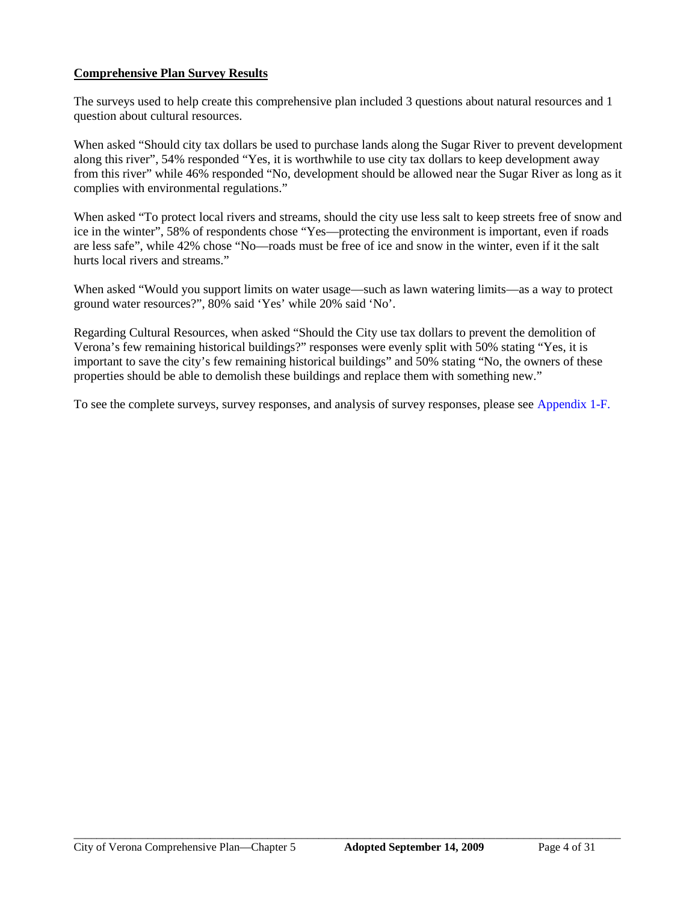**Comprehensive Plan Survey Results**

The surveys used to help create this comprehensive plan included 3 questions about natural resources and 1 question about cultural resources.

When asked "Should city tax dollars be used to purchase lands along the Sugar River to prevent development along this river", 54% responded "Yes, it is worthwhile to use city tax dollars to keep development away from this river" while 46% responded "No, development should be allowed near the Sugar River as long as it complies with environmental regulations."

When asked "To protect local rivers and streams, should the city use less salt to keep streets free of snow and ice in the winter", 58% of respondents chose "Yes—protecting the environment is important, even if roads are less safe", while 42% chose "No—roads must be free of ice and snow in the winter, even if it the salt hurts local rivers and streams."

When asked "Would you support limits on water usage—such as lawn watering limits—as a way to protect ground water resources?", 80% said 'Yes' while 20% said 'No'.

Regarding Cultural Resources, when asked "Should the City use tax dollars to prevent the demolition of Verona's few remaining historical buildings?" responses were evenly split with 50% stating "Yes, it is important to save the city's few remaining historical buildings" and 50% stating "No, the owners of these properties should be able to demolish these buildings and replace them with something new."

To see the complete surveys, survey responses, and analysis of survey responses, please see Appendix 1-F.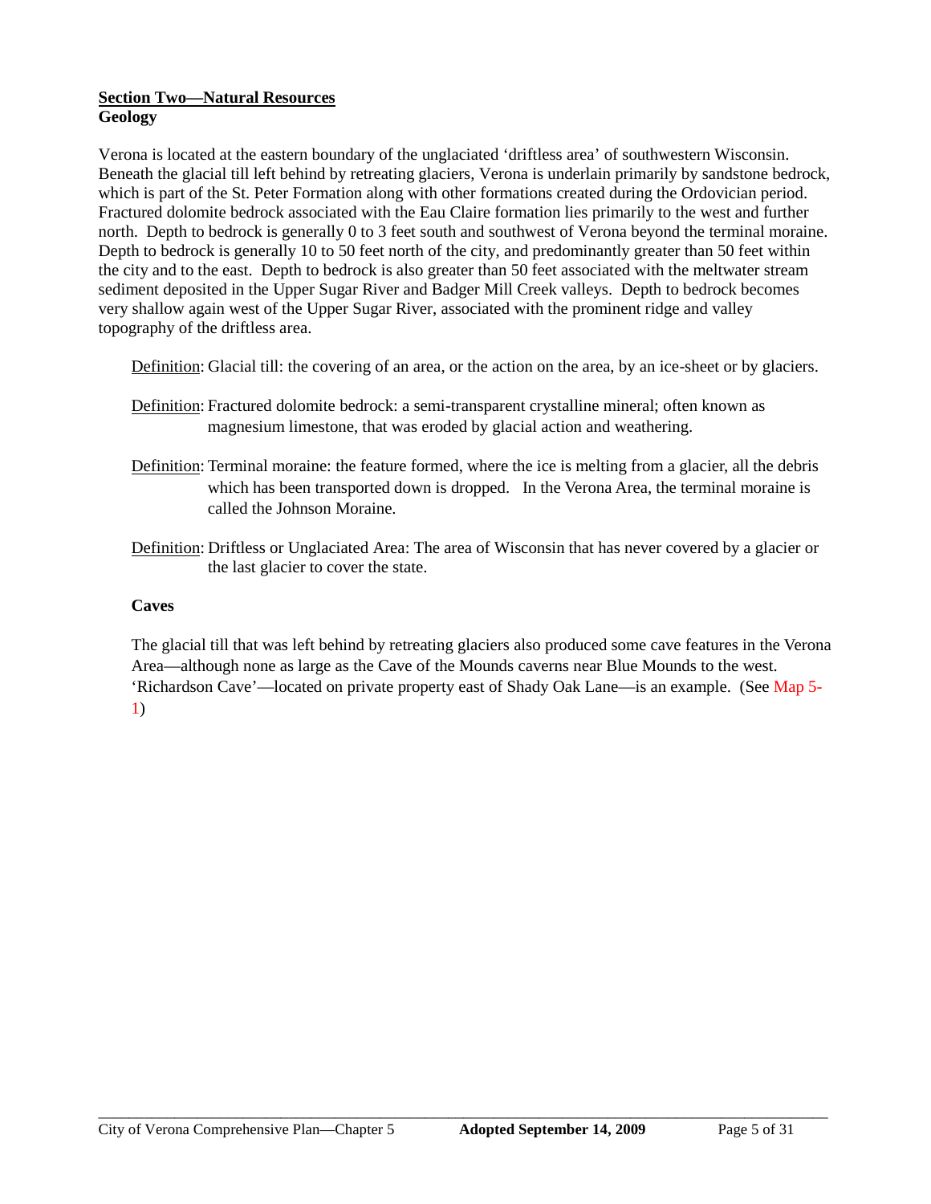## Section Two—Natural Resources

### Geology

Verona is located at the eastern boundary of the unglaciated 'driftless area' of southwestern Wisconsin. Beneath the glacial till left behind by retreating glaciers, Verona is underlain primarily by sandstone bedrock, which is part of the St. Peter Formation along with other formations created during the Ordovician period. Fractured dolomite bedrock associated with the Eau Claire formation lies primarily to the west and further north. Depth to bedrock is generally 0 to 3 feet south and southwest of Verona beyond the terminal moraine. Depth to bedrock is generally 10 to 50 feet north of the city, and predominantly greater than 50 feet within the city and to the east. Depth to bedrock is also greater than 50 feet associated with the meltwater stream sediment deposited in the Upper Sugar River and Badger Mill Creek valleys. Depth to bedrock becomes very shallow again west of the Upper Sugar River, associated with the prominent ridge and valley topography of the driftless area.

Definition: Glacial till: the covering of an area, or the action on the area, by an ice-sheet or by glaciers.

Definition: Fractured dolomite bedrock: a semi-transparent crystalline mineral; often known as magnesium limestone, that was eroded by glacial action and weathering.

Definition: Terminal moraine: the feature formed, where the ice is melting from a glacier, all the debris which has been transported down is dropped. In the Verona Area, the terminal moraine is called the Johnson Moraine.

Definition: Driftless or Unglaciated Area: The area of Wisconsin that has never covered by a glacier or the last glacier to cover the state.

### Caves

The glacial till that was left behind by retreating glaciers also produced some cave features in the Verona Area—although none as large as the Cave of the Mounds caverns near Blue Mounds to the west. 'Richardson Cave'—located on private property east of Shady Oak Lane—is an example. (See Map 5-1)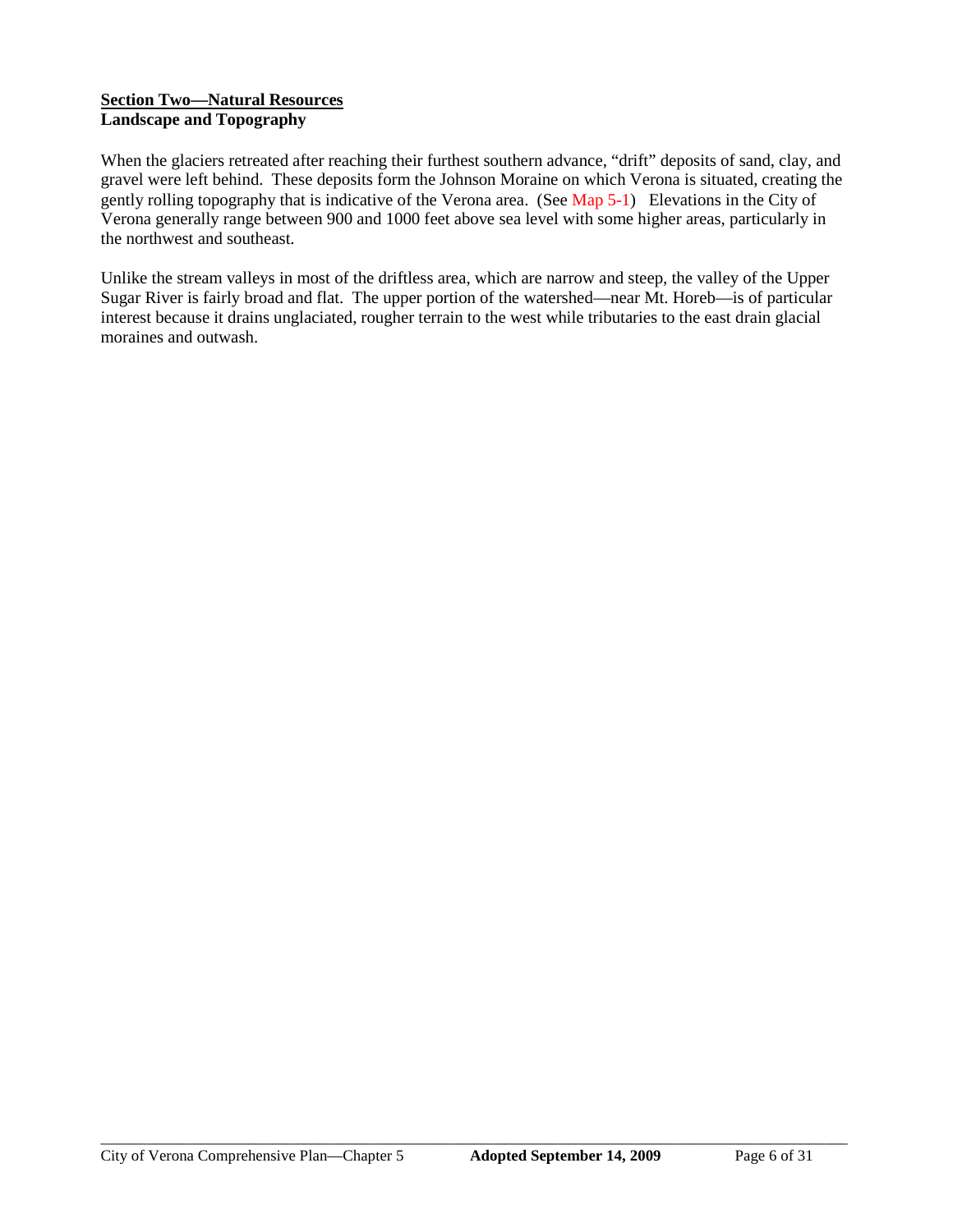## <u>**Section Two—Natural Resources**</u>

### **Landscape and Topography**

When the glaciers retreated after reaching their furthest southern advance, "drift" deposits of sand, clay, and gravel were left behind. These deposits form the Johnson Moraine on which Verona is situated, creating the gently rolling topography that is indicative of the Verona area. (See Map 5-1) Elevations in the City of Verona generally range between 900 and 1000 feet above sea level with some higher areas, particularly in the northwest and southeast.

Unlike the stream valleys in most of the driftless area, which are narrow and steep, the valley of the Upper Sugar River is fairly broad and flat. The upper portion of the watershed—near Mt. Horeb—is of particular interest because it drains unglaciated, rougher terrain to the west while tributaries to the east drain glacial moraines and outwash.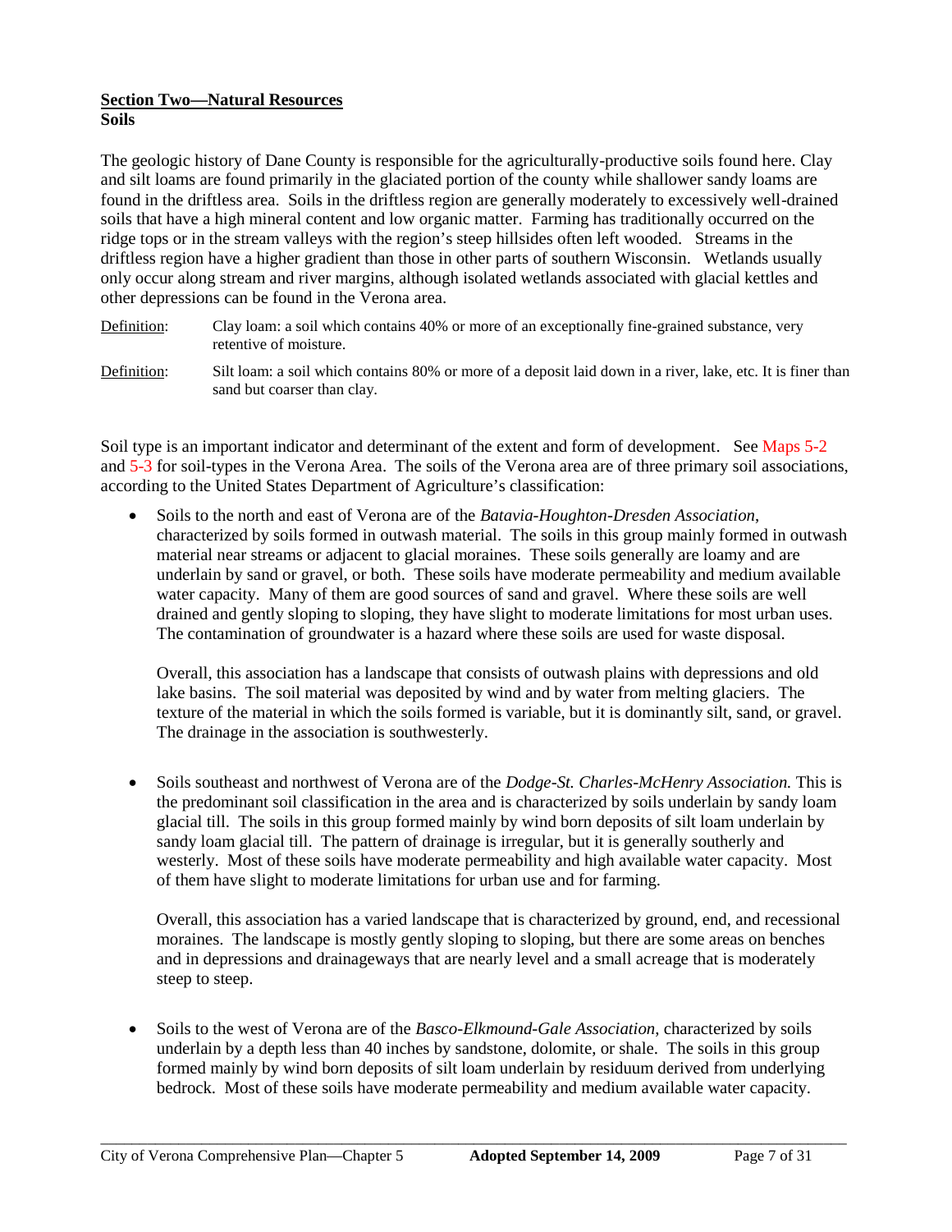## <u>Section Two—Natural Resources</u>

### Soils

The geologic history of Dane County is responsible for the agriculturally-productive soils found here. Clay and silt loams are found primarily in the glaciated portion of the county while shallower sandy loams are found in the driftless area. Soils in the driftless region are generally moderately to excessively well-drained soils that have a high mineral content and low organic matter. Farming has traditionally occurred on the ridge tops or in the stream valleys with the region's steep hillsides often left wooded. Streams in the driftless region have a higher gradient than those in other parts of southern Wisconsin. Wetlands usually only occur along stream and river margins, although isolated wetlands associated with glacial kettles and other depressions can be found in the Verona area.

<u>Definition</u>: Clay loam: a soil which contains 40% or more of an exceptionally fine-grained substance, very retentive of moisture.

<u>Definition</u>: Silt loam: a soil which contains 80% or more of a deposit laid down in a river, lake, etc. It is finer than sand but coarser than clay.

Soil type is an important indicator and determinant of the extent and form of development. See Maps 5-2 and 5-3 for soil-types in the Verona Area. The soils of the Verona area are of three primary soil associations, according to the United States Department of Agriculture's classification:

- Soils to the north and east of Verona are of the *Batavia-Houghton-Dresden Association*, characterized by soils formed in outwash material. The soils in this group mainly formed in outwash material near streams or adjacent to glacial moraines. These soils generally are loamy and are underlain by sand or gravel, or both. These soils have moderate permeability and medium available water capacity. Many of them are good sources of sand and gravel. Where these soils are well drained and gently sloping to sloping, they have slight to moderate limitations for most urban uses. The contamination of groundwater is a hazard where these soils are used for waste disposal.

  Overall, this association has a landscape that consists of outwash plains with depressions and old lake basins. The soil material was deposited by wind and by water from melting glaciers. The texture of the material in which the soils formed is variable, but it is dominantly silt, sand, or gravel. The drainage in the association is southwesterly.

- Soils southeast and northwest of Verona are of the *Dodge-St. Charles-McHenry Association.* This is the predominant soil classification in the area and is characterized by soils underlain by sandy loam glacial till. The soils in this group formed mainly by wind born deposits of silt loam underlain by sandy loam glacial till. The pattern of drainage is irregular, but it is generally southerly and westerly. Most of these soils have moderate permeability and high available water capacity. Most of them have slight to moderate limitations for urban use and for farming.

  Overall, this association has a varied landscape that is characterized by ground, end, and recessional moraines. The landscape is mostly gently sloping to sloping, but there are some areas on benches and in depressions and drainageways that are nearly level and a small acreage that is moderately steep to steep.

- Soils to the west of Verona are of the *Basco-Elkmound-Gale Association*, characterized by soils underlain by a depth less than 40 inches by sandstone, dolomite, or shale. The soils in this group formed mainly by wind born deposits of silt loam underlain by residuum derived from underlying bedrock. Most of these soils have moderate permeability and medium available water capacity.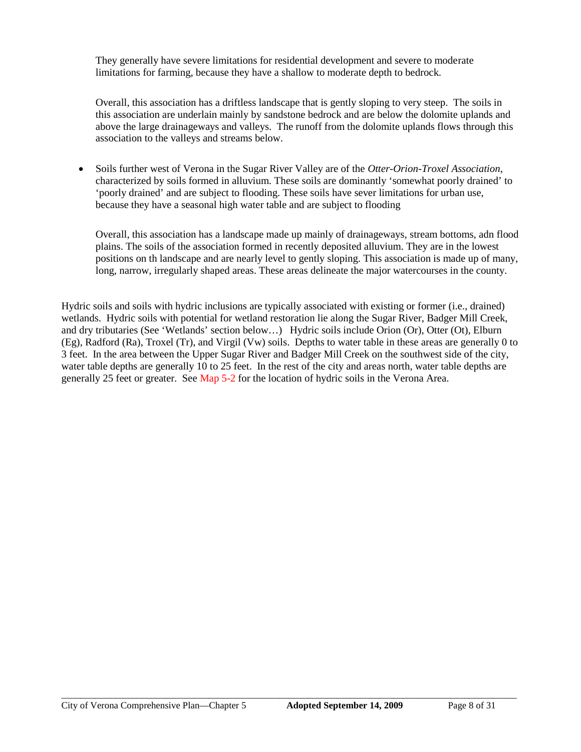They generally have severe limitations for residential development and severe to moderate limitations for farming, because they have a shallow to moderate depth to bedrock.

Overall, this association has a driftless landscape that is gently sloping to very steep. The soils in this association are underlain mainly by sandstone bedrock and are below the dolomite uplands and above the large drainageways and valleys. The runoff from the dolomite uplands flows through this association to the valleys and streams below.

- Soils further west of Verona in the Sugar River Valley are of the *Otter-Orion-Troxel Association*, characterized by soils formed in alluvium. These soils are dominantly 'somewhat poorly drained' to 'poorly drained' and are subject to flooding. These soils have sever limitations for urban use, because they have a seasonal high water table and are subject to flooding

  Overall, this association has a landscape made up mainly of drainageways, stream bottoms, adn flood plains. The soils of the association formed in recently deposited alluvium. They are in the lowest positions on th landscape and are nearly level to gently sloping. This association is made up of many, long, narrow, irregularly shaped areas. These areas delineate the major watercourses in the county.

Hydric soils and soils with hydric inclusions are typically associated with existing or former (i.e., drained) wetlands. Hydric soils with potential for wetland restoration lie along the Sugar River, Badger Mill Creek, and dry tributaries (See 'Wetlands' section below…) Hydric soils include Orion (Or), Otter (Ot), Elburn (Eg), Radford (Ra), Troxel (Tr), and Virgil (Vw) soils. Depths to water table in these areas are generally 0 to 3 feet. In the area between the Upper Sugar River and Badger Mill Creek on the southwest side of the city, water table depths are generally 10 to 25 feet. In the rest of the city and areas north, water table depths are generally 25 feet or greater. See Map 5-2 for the location of hydric soils in the Verona Area.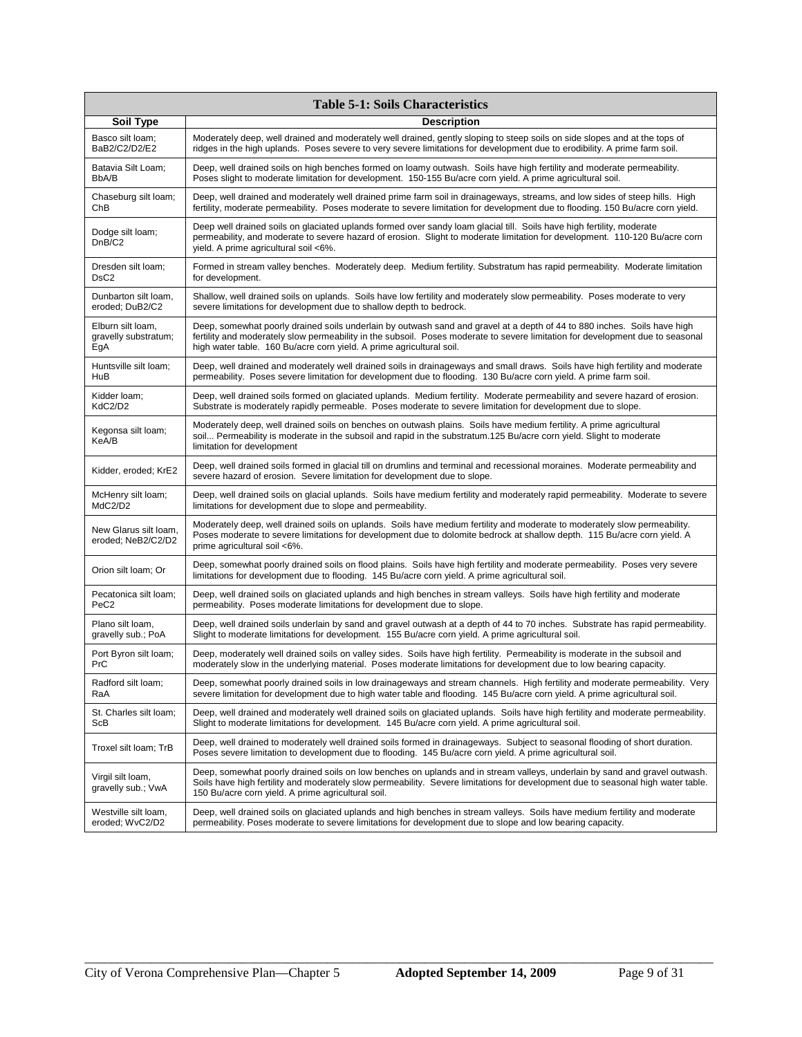| Table 5-1: Soils Characteristics | |
|---|---|
| **Soil Type** | **Description** |
| Basco silt loam; BaB2/C2/D2/E2 | Moderately deep, well drained and moderately well drained, gently sloping to steep soils on side slopes and at the tops of ridges in the high uplands. Poses severe to very severe limitations for development due to erodibility. A prime farm soil. |
| Batavia Silt Loam; BbA/B | Deep, well drained soils on high benches formed on loamy outwash. Soils have high fertility and moderate permeability. Poses slight to moderate limitation for development. 150-155 Bu/acre corn yield. A prime agricultural soil. |
| Chaseburg silt loam; ChB | Deep, well drained and moderately well drained prime farm soil in drainageways, streams, and low sides of steep hills. High fertility, moderate permeability. Poses moderate to severe limitation for development due to flooding. 150 Bu/acre corn yield. |
| Dodge silt loam; DnB/C2 | Deep well drained soils on glaciated uplands formed over sandy loam glacial till. Soils have high fertility, moderate permeability, and moderate to severe hazard of erosion. Slight to moderate limitation for development. 110-120 Bu/acre corn yield. A prime agricultural soil <6%. |
| Dresden silt loam; DsC2 | Formed in stream valley benches. Moderately deep. Medium fertility. Substratum has rapid permeability. Moderate limitation for development. |
| Dunbarton silt loam, eroded; DuB2/C2 | Shallow, well drained soils on uplands. Soils have low fertility and moderately slow permeability. Poses moderate to very severe limitations for development due to shallow depth to bedrock. |
| Elburn silt loam, gravelly substratum; EgA | Deep, somewhat poorly drained soils underlain by outwash sand and gravel at a depth of 44 to 880 inches. Soils have high fertility and moderately slow permeability in the subsoil. Poses moderate to severe limitation for development due to seasonal high water table. 160 Bu/acre corn yield. A prime agricultural soil. |
| Huntsville silt loam; HuB | Deep, well drained and moderately well drained soils in drainageways and small draws. Soils have high fertility and moderate permeability. Poses severe limitation for development due to flooding. 130 Bu/acre corn yield. A prime farm soil. |
| Kidder loam; KdC2/D2 | Deep, well drained soils formed on glaciated uplands. Medium fertility. Moderate permeability and severe hazard of erosion. Substrate is moderately rapidly permeable. Poses moderate to severe limitation for development due to slope. |
| Kegonsa silt loam; KeA/B | Moderately deep, well drained soils on benches on outwash plains. Soils have medium fertility. A prime agricultural soil... Permeability is moderate in the subsoil and rapid in the substratum.125 Bu/acre corn yield. Slight to moderate limitation for development |
| Kidder, eroded; KrE2 | Deep, well drained soils formed in glacial till on drumlins and terminal and recessional moraines. Moderate permeability and severe hazard of erosion. Severe limitation for development due to slope. |
| McHenry silt loam; MdC2/D2 | Deep, well drained soils on glacial uplands. Soils have medium fertility and moderately rapid permeability. Moderate to severe limitations for development due to slope and permeability. |
| New Glarus silt loam, eroded; NeB2/C2/D2 | Moderately deep, well drained soils on uplands. Soils have medium fertility and moderate to moderately slow permeability. Poses moderate to severe limitations for development due to dolomite bedrock at shallow depth. 115 Bu/acre corn yield. A prime agricultural soil <6%. |
| Orion silt loam; Or | Deep, somewhat poorly drained soils on flood plains. Soils have high fertility and moderate permeability. Poses very severe limitations for development due to flooding. 145 Bu/acre corn yield. A prime agricultural soil. |
| Pecatonica silt loam; PeC2 | Deep, well drained soils on glaciated uplands and high benches in stream valleys. Soils have high fertility and moderate permeability. Poses moderate limitations for development due to slope. |
| Plano silt loam, gravelly sub.; PoA | Deep, well drained soils underlain by sand and gravel outwash at a depth of 44 to 70 inches. Substrate has rapid permeability. Slight to moderate limitations for development. 155 Bu/acre corn yield. A prime agricultural soil. |
| Port Byron silt loam; PrC | Deep, moderately well drained soils on valley sides. Soils have high fertility. Permeability is moderate in the subsoil and moderately slow in the underlying material. Poses moderate limitations for development due to low bearing capacity. |
| Radford silt loam; RaA | Deep, somewhat poorly drained soils in low drainageways and stream channels. High fertility and moderate permeability. Very severe limitation for development due to high water table and flooding. 145 Bu/acre corn yield. A prime agricultural soil. |
| St. Charles silt loam; ScB | Deep, well drained and moderately well drained soils on glaciated uplands. Soils have high fertility and moderate permeability. Slight to moderate limitations for development. 145 Bu/acre corn yield. A prime agricultural soil. |
| Troxel silt loam; TrB | Deep, well drained to moderately well drained soils formed in drainageways. Subject to seasonal flooding of short duration. Poses severe limitation to development due to flooding. 145 Bu/acre corn yield. A prime agricultural soil. |
| Virgil silt loam, gravelly sub.; VwA | Deep, somewhat poorly drained soils on low benches on uplands and in stream valleys, underlain by sand and gravel outwash. Soils have high fertility and moderately slow permeability. Severe limitations for development due to seasonal high water table. 150 Bu/acre corn yield. A prime agricultural soil. |
| Westville silt loam, eroded; WvC2/D2 | Deep, well drained soils on glaciated uplands and high benches in stream valleys. Soils have medium fertility and moderate permeability. Poses moderate to severe limitations for development due to slope and low bearing capacity. |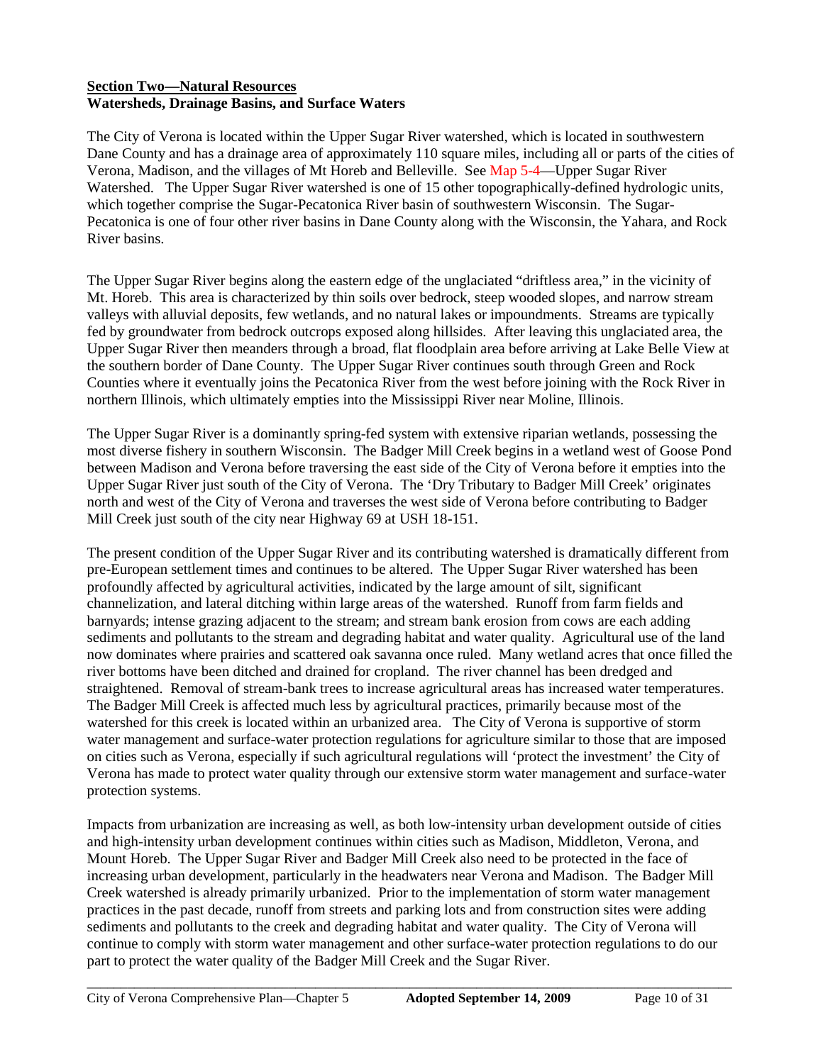**Section Two—Natural Resources**

**Watersheds, Drainage Basins, and Surface Waters**

The City of Verona is located within the Upper Sugar River watershed, which is located in southwestern Dane County and has a drainage area of approximately 110 square miles, including all or parts of the cities of Verona, Madison, and the villages of Mt Horeb and Belleville. See Map 5-4—Upper Sugar River Watershed. The Upper Sugar River watershed is one of 15 other topographically-defined hydrologic units, which together comprise the Sugar-Pecatonica River basin of southwestern Wisconsin. The Sugar-Pecatonica is one of four other river basins in Dane County along with the Wisconsin, the Yahara, and Rock River basins.

The Upper Sugar River begins along the eastern edge of the unglaciated "driftless area," in the vicinity of Mt. Horeb. This area is characterized by thin soils over bedrock, steep wooded slopes, and narrow stream valleys with alluvial deposits, few wetlands, and no natural lakes or impoundments. Streams are typically fed by groundwater from bedrock outcrops exposed along hillsides. After leaving this unglaciated area, the Upper Sugar River then meanders through a broad, flat floodplain area before arriving at Lake Belle View at the southern border of Dane County. The Upper Sugar River continues south through Green and Rock Counties where it eventually joins the Pecatonica River from the west before joining with the Rock River in northern Illinois, which ultimately empties into the Mississippi River near Moline, Illinois.

The Upper Sugar River is a dominantly spring-fed system with extensive riparian wetlands, possessing the most diverse fishery in southern Wisconsin. The Badger Mill Creek begins in a wetland west of Goose Pond between Madison and Verona before traversing the east side of the City of Verona before it empties into the Upper Sugar River just south of the City of Verona. The 'Dry Tributary to Badger Mill Creek' originates north and west of the City of Verona and traverses the west side of Verona before contributing to Badger Mill Creek just south of the city near Highway 69 at USH 18-151.

The present condition of the Upper Sugar River and its contributing watershed is dramatically different from pre-European settlement times and continues to be altered. The Upper Sugar River watershed has been profoundly affected by agricultural activities, indicated by the large amount of silt, significant channelization, and lateral ditching within large areas of the watershed. Runoff from farm fields and barnyards; intense grazing adjacent to the stream; and stream bank erosion from cows are each adding sediments and pollutants to the stream and degrading habitat and water quality. Agricultural use of the land now dominates where prairies and scattered oak savanna once ruled. Many wetland acres that once filled the river bottoms have been ditched and drained for cropland. The river channel has been dredged and straightened. Removal of stream-bank trees to increase agricultural areas has increased water temperatures. The Badger Mill Creek is affected much less by agricultural practices, primarily because most of the watershed for this creek is located within an urbanized area. The City of Verona is supportive of storm water management and surface-water protection regulations for agriculture similar to those that are imposed on cities such as Verona, especially if such agricultural regulations will 'protect the investment' the City of Verona has made to protect water quality through our extensive storm water management and surface-water protection systems.

Impacts from urbanization are increasing as well, as both low-intensity urban development outside of cities and high-intensity urban development continues within cities such as Madison, Middleton, Verona, and Mount Horeb. The Upper Sugar River and Badger Mill Creek also need to be protected in the face of increasing urban development, particularly in the headwaters near Verona and Madison. The Badger Mill Creek watershed is already primarily urbanized. Prior to the implementation of storm water management practices in the past decade, runoff from streets and parking lots and from construction sites were adding sediments and pollutants to the creek and degrading habitat and water quality. The City of Verona will continue to comply with storm water management and other surface-water protection regulations to do our part to protect the water quality of the Badger Mill Creek and the Sugar River.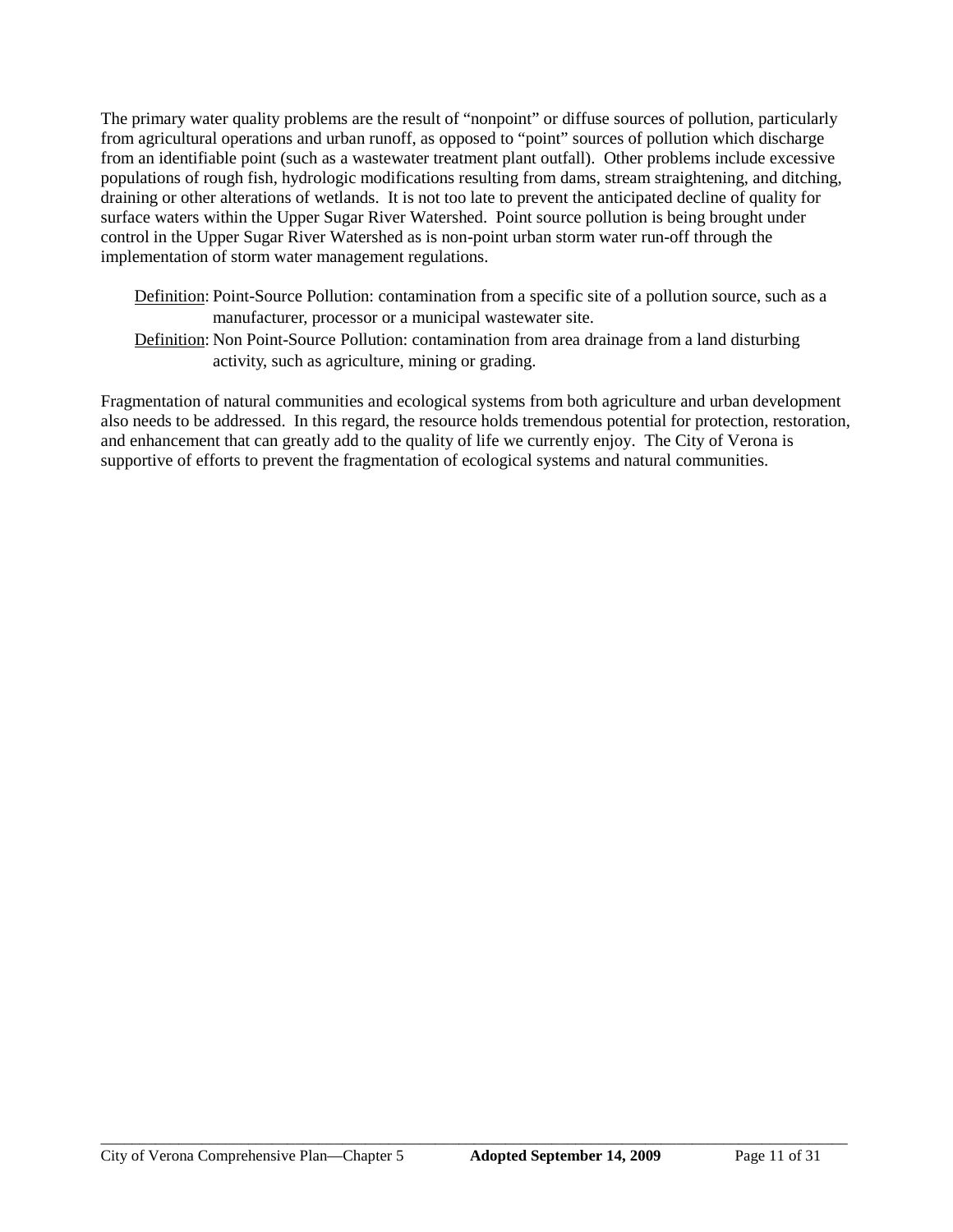The primary water quality problems are the result of "nonpoint" or diffuse sources of pollution, particularly from agricultural operations and urban runoff, as opposed to "point" sources of pollution which discharge from an identifiable point (such as a wastewater treatment plant outfall). Other problems include excessive populations of rough fish, hydrologic modifications resulting from dams, stream straightening, and ditching, draining or other alterations of wetlands. It is not too late to prevent the anticipated decline of quality for surface waters within the Upper Sugar River Watershed. Point source pollution is being brought under control in the Upper Sugar River Watershed as is non-point urban storm water run-off through the implementation of storm water management regulations.

> <u>Definition</u>: Point-Source Pollution: contamination from a specific site of a pollution source, such as a manufacturer, processor or a municipal wastewater site.
>
> <u>Definition</u>: Non Point-Source Pollution: contamination from area drainage from a land disturbing activity, such as agriculture, mining or grading.

Fragmentation of natural communities and ecological systems from both agriculture and urban development also needs to be addressed. In this regard, the resource holds tremendous potential for protection, restoration, and enhancement that can greatly add to the quality of life we currently enjoy. The City of Verona is supportive of efforts to prevent the fragmentation of ecological systems and natural communities.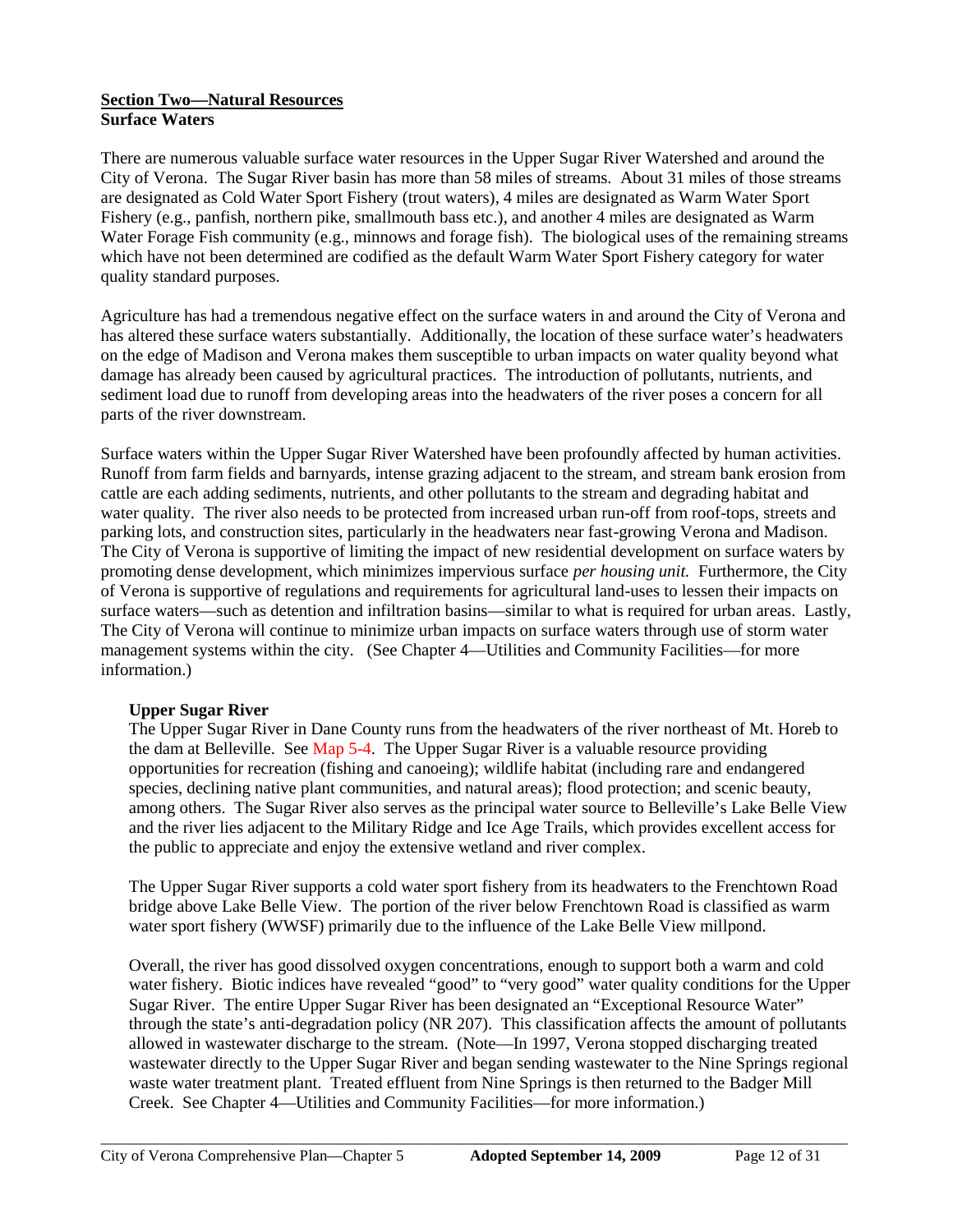## Section Two—Natural Resources

### Surface Waters

There are numerous valuable surface water resources in the Upper Sugar River Watershed and around the City of Verona. The Sugar River basin has more than 58 miles of streams. About 31 miles of those streams are designated as Cold Water Sport Fishery (trout waters), 4 miles are designated as Warm Water Sport Fishery (e.g., panfish, northern pike, smallmouth bass etc.), and another 4 miles are designated as Warm Water Forage Fish community (e.g., minnows and forage fish). The biological uses of the remaining streams which have not been determined are codified as the default Warm Water Sport Fishery category for water quality standard purposes.

Agriculture has had a tremendous negative effect on the surface waters in and around the City of Verona and has altered these surface waters substantially. Additionally, the location of these surface water's headwaters on the edge of Madison and Verona makes them susceptible to urban impacts on water quality beyond what damage has already been caused by agricultural practices. The introduction of pollutants, nutrients, and sediment load due to runoff from developing areas into the headwaters of the river poses a concern for all parts of the river downstream.

Surface waters within the Upper Sugar River Watershed have been profoundly affected by human activities. Runoff from farm fields and barnyards, intense grazing adjacent to the stream, and stream bank erosion from cattle are each adding sediments, nutrients, and other pollutants to the stream and degrading habitat and water quality. The river also needs to be protected from increased urban run-off from roof-tops, streets and parking lots, and construction sites, particularly in the headwaters near fast-growing Verona and Madison. The City of Verona is supportive of limiting the impact of new residential development on surface waters by promoting dense development, which minimizes impervious surface *per housing unit.* Furthermore, the City of Verona is supportive of regulations and requirements for agricultural land-uses to lessen their impacts on surface waters—such as detention and infiltration basins—similar to what is required for urban areas. Lastly, The City of Verona will continue to minimize urban impacts on surface waters through use of storm water management systems within the city. (See Chapter 4—Utilities and Community Facilities—for more information.)

#### Upper Sugar River

The Upper Sugar River in Dane County runs from the headwaters of the river northeast of Mt. Horeb to the dam at Belleville. See Map 5-4. The Upper Sugar River is a valuable resource providing opportunities for recreation (fishing and canoeing); wildlife habitat (including rare and endangered species, declining native plant communities, and natural areas); flood protection; and scenic beauty, among others. The Sugar River also serves as the principal water source to Belleville's Lake Belle View and the river lies adjacent to the Military Ridge and Ice Age Trails, which provides excellent access for the public to appreciate and enjoy the extensive wetland and river complex.

The Upper Sugar River supports a cold water sport fishery from its headwaters to the Frenchtown Road bridge above Lake Belle View. The portion of the river below Frenchtown Road is classified as warm water sport fishery (WWSF) primarily due to the influence of the Lake Belle View millpond.

Overall, the river has good dissolved oxygen concentrations, enough to support both a warm and cold water fishery. Biotic indices have revealed "good" to "very good" water quality conditions for the Upper Sugar River. The entire Upper Sugar River has been designated an "Exceptional Resource Water" through the state's anti-degradation policy (NR 207). This classification affects the amount of pollutants allowed in wastewater discharge to the stream. (Note—In 1997, Verona stopped discharging treated wastewater directly to the Upper Sugar River and began sending wastewater to the Nine Springs regional waste water treatment plant. Treated effluent from Nine Springs is then returned to the Badger Mill Creek. See Chapter 4—Utilities and Community Facilities—for more information.)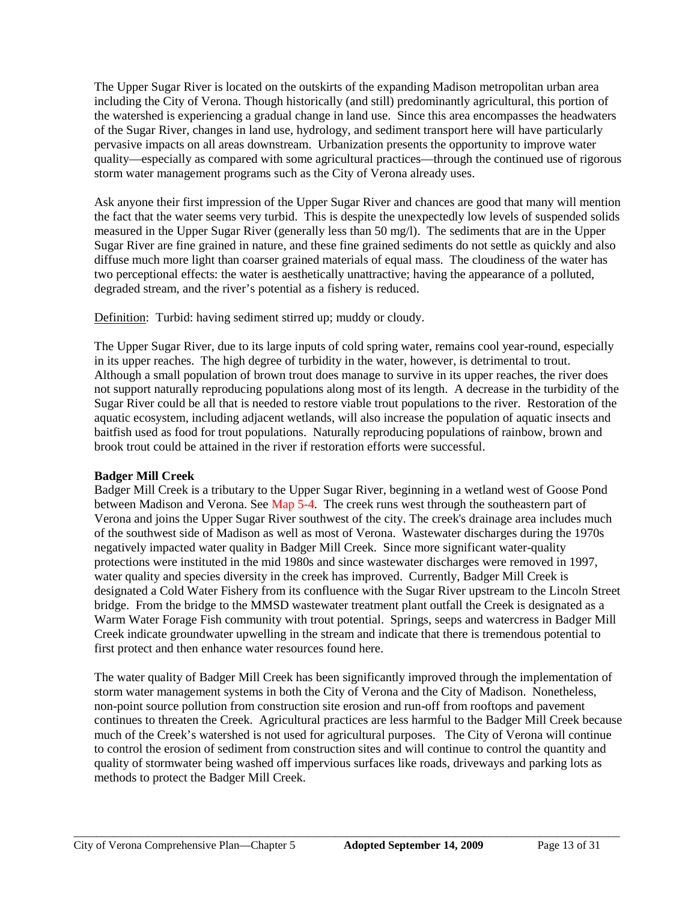The Upper Sugar River is located on the outskirts of the expanding Madison metropolitan urban area including the City of Verona. Though historically (and still) predominantly agricultural, this portion of the watershed is experiencing a gradual change in land use. Since this area encompasses the headwaters of the Sugar River, changes in land use, hydrology, and sediment transport here will have particularly pervasive impacts on all areas downstream. Urbanization presents the opportunity to improve water quality—especially as compared with some agricultural practices—through the continued use of rigorous storm water management programs such as the City of Verona already uses.

Ask anyone their first impression of the Upper Sugar River and chances are good that many will mention the fact that the water seems very turbid. This is despite the unexpectedly low levels of suspended solids measured in the Upper Sugar River (generally less than 50 mg/l). The sediments that are in the Upper Sugar River are fine grained in nature, and these fine grained sediments do not settle as quickly and also diffuse much more light than coarser grained materials of equal mass. The cloudiness of the water has two perceptional effects: the water is aesthetically unattractive; having the appearance of a polluted, degraded stream, and the river's potential as a fishery is reduced.

<u>Definition</u>: Turbid: having sediment stirred up; muddy or cloudy.

The Upper Sugar River, due to its large inputs of cold spring water, remains cool year-round, especially in its upper reaches. The high degree of turbidity in the water, however, is detrimental to trout. Although a small population of brown trout does manage to survive in its upper reaches, the river does not support naturally reproducing populations along most of its length. A decrease in the turbidity of the Sugar River could be all that is needed to restore viable trout populations to the river. Restoration of the aquatic ecosystem, including adjacent wetlands, will also increase the population of aquatic insects and baitfish used as food for trout populations. Naturally reproducing populations of rainbow, brown and brook trout could be attained in the river if restoration efforts were successful.

**Badger Mill Creek**

Badger Mill Creek is a tributary to the Upper Sugar River, beginning in a wetland west of Goose Pond between Madison and Verona. See Map 5-4. The creek runs west through the southeastern part of Verona and joins the Upper Sugar River southwest of the city. The creek's drainage area includes much of the southwest side of Madison as well as most of Verona. Wastewater discharges during the 1970s negatively impacted water quality in Badger Mill Creek. Since more significant water-quality protections were instituted in the mid 1980s and since wastewater discharges were removed in 1997, water quality and species diversity in the creek has improved. Currently, Badger Mill Creek is designated a Cold Water Fishery from its confluence with the Sugar River upstream to the Lincoln Street bridge. From the bridge to the MMSD wastewater treatment plant outfall the Creek is designated as a Warm Water Forage Fish community with trout potential. Springs, seeps and watercress in Badger Mill Creek indicate groundwater upwelling in the stream and indicate that there is tremendous potential to first protect and then enhance water resources found here.

The water quality of Badger Mill Creek has been significantly improved through the implementation of storm water management systems in both the City of Verona and the City of Madison. Nonetheless, non-point source pollution from construction site erosion and run-off from rooftops and pavement continues to threaten the Creek. Agricultural practices are less harmful to the Badger Mill Creek because much of the Creek's watershed is not used for agricultural purposes. The City of Verona will continue to control the erosion of sediment from construction sites and will continue to control the quantity and quality of stormwater being washed off impervious surfaces like roads, driveways and parking lots as methods to protect the Badger Mill Creek.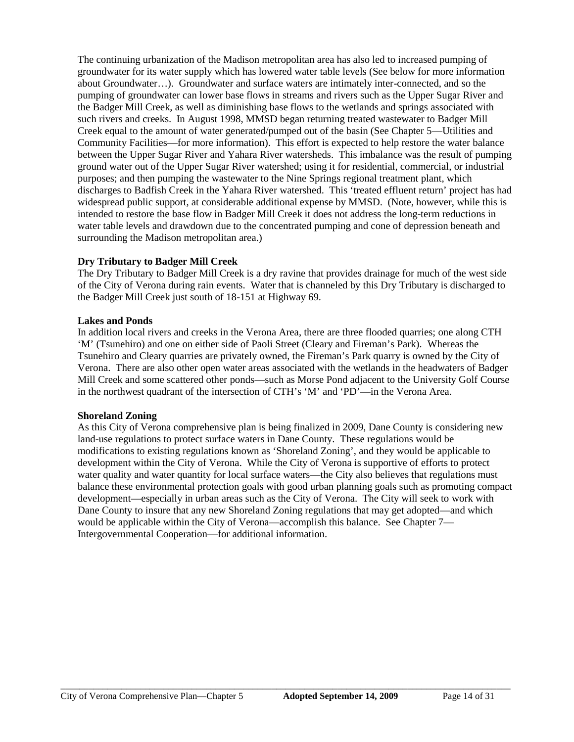The continuing urbanization of the Madison metropolitan area has also led to increased pumping of groundwater for its water supply which has lowered water table levels (See below for more information about Groundwater…). Groundwater and surface waters are intimately inter-connected, and so the pumping of groundwater can lower base flows in streams and rivers such as the Upper Sugar River and the Badger Mill Creek, as well as diminishing base flows to the wetlands and springs associated with such rivers and creeks. In August 1998, MMSD began returning treated wastewater to Badger Mill Creek equal to the amount of water generated/pumped out of the basin (See Chapter 5—Utilities and Community Facilities—for more information). This effort is expected to help restore the water balance between the Upper Sugar River and Yahara River watersheds. This imbalance was the result of pumping ground water out of the Upper Sugar River watershed; using it for residential, commercial, or industrial purposes; and then pumping the wastewater to the Nine Springs regional treatment plant, which discharges to Badfish Creek in the Yahara River watershed. This 'treated effluent return' project has had widespread public support, at considerable additional expense by MMSD. (Note, however, while this is intended to restore the base flow in Badger Mill Creek it does not address the long-term reductions in water table levels and drawdown due to the concentrated pumping and cone of depression beneath and surrounding the Madison metropolitan area.)

**Dry Tributary to Badger Mill Creek**

The Dry Tributary to Badger Mill Creek is a dry ravine that provides drainage for much of the west side of the City of Verona during rain events. Water that is channeled by this Dry Tributary is discharged to the Badger Mill Creek just south of 18-151 at Highway 69.

**Lakes and Ponds**

In addition local rivers and creeks in the Verona Area, there are three flooded quarries; one along CTH 'M' (Tsunehiro) and one on either side of Paoli Street (Cleary and Fireman's Park). Whereas the Tsunehiro and Cleary quarries are privately owned, the Fireman's Park quarry is owned by the City of Verona. There are also other open water areas associated with the wetlands in the headwaters of Badger Mill Creek and some scattered other ponds—such as Morse Pond adjacent to the University Golf Course in the northwest quadrant of the intersection of CTH's 'M' and 'PD'—in the Verona Area.

**Shoreland Zoning**

As this City of Verona comprehensive plan is being finalized in 2009, Dane County is considering new land-use regulations to protect surface waters in Dane County. These regulations would be modifications to existing regulations known as 'Shoreland Zoning', and they would be applicable to development within the City of Verona. While the City of Verona is supportive of efforts to protect water quality and water quantity for local surface waters—the City also believes that regulations must balance these environmental protection goals with good urban planning goals such as promoting compact development—especially in urban areas such as the City of Verona. The City will seek to work with Dane County to insure that any new Shoreland Zoning regulations that may get adopted—and which would be applicable within the City of Verona—accomplish this balance. See Chapter 7—Intergovernmental Cooperation—for additional information.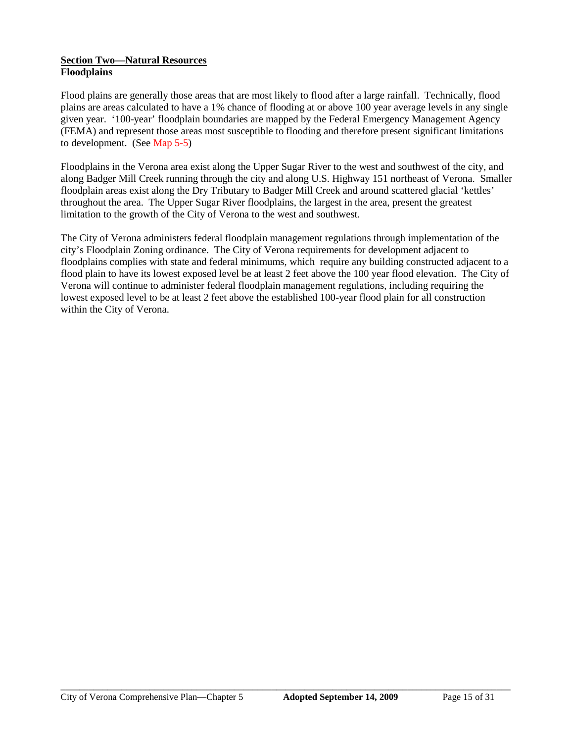**<u>Section Two—Natural Resources</u>**
**Floodplains**

Flood plains are generally those areas that are most likely to flood after a large rainfall. Technically, flood plains are areas calculated to have a 1% chance of flooding at or above 100 year average levels in any single given year. '100-year' floodplain boundaries are mapped by the Federal Emergency Management Agency (FEMA) and represent those areas most susceptible to flooding and therefore present significant limitations to development. (See Map 5-5)

Floodplains in the Verona area exist along the Upper Sugar River to the west and southwest of the city, and along Badger Mill Creek running through the city and along U.S. Highway 151 northeast of Verona. Smaller floodplain areas exist along the Dry Tributary to Badger Mill Creek and around scattered glacial 'kettles' throughout the area. The Upper Sugar River floodplains, the largest in the area, present the greatest limitation to the growth of the City of Verona to the west and southwest.

The City of Verona administers federal floodplain management regulations through implementation of the city's Floodplain Zoning ordinance. The City of Verona requirements for development adjacent to floodplains complies with state and federal minimums, which require any building constructed adjacent to a flood plain to have its lowest exposed level be at least 2 feet above the 100 year flood elevation. The City of Verona will continue to administer federal floodplain management regulations, including requiring the lowest exposed level to be at least 2 feet above the established 100-year flood plain for all construction within the City of Verona.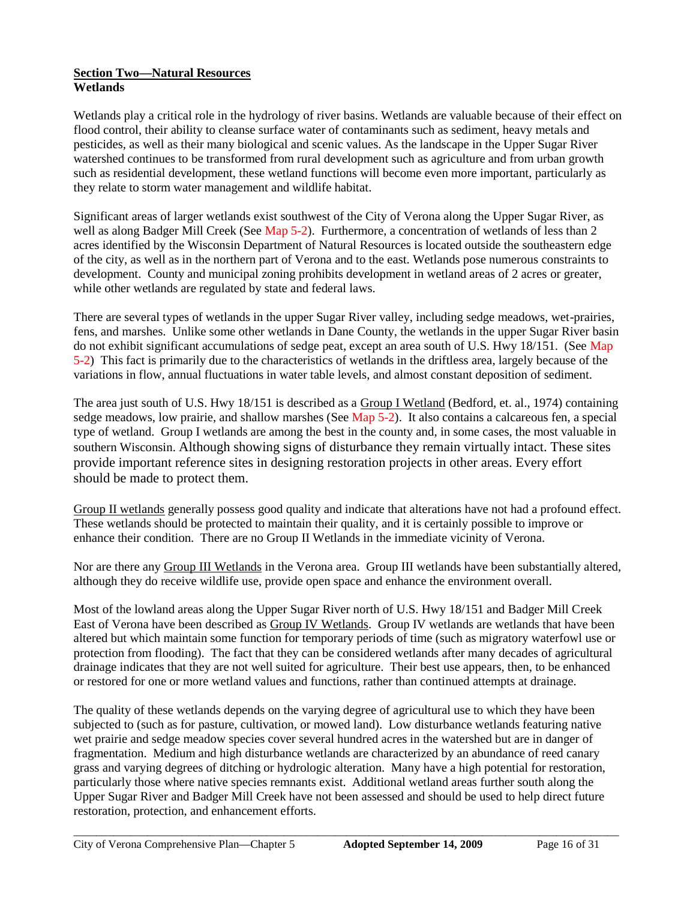**Section Two—Natural Resources**

**Wetlands**

Wetlands play a critical role in the hydrology of river basins. Wetlands are valuable because of their effect on flood control, their ability to cleanse surface water of contaminants such as sediment, heavy metals and pesticides, as well as their many biological and scenic values. As the landscape in the Upper Sugar River watershed continues to be transformed from rural development such as agriculture and from urban growth such as residential development, these wetland functions will become even more important, particularly as they relate to storm water management and wildlife habitat.

Significant areas of larger wetlands exist southwest of the City of Verona along the Upper Sugar River, as well as along Badger Mill Creek (See Map 5-2). Furthermore, a concentration of wetlands of less than 2 acres identified by the Wisconsin Department of Natural Resources is located outside the southeastern edge of the city, as well as in the northern part of Verona and to the east. Wetlands pose numerous constraints to development. County and municipal zoning prohibits development in wetland areas of 2 acres or greater, while other wetlands are regulated by state and federal laws.

There are several types of wetlands in the upper Sugar River valley, including sedge meadows, wet-prairies, fens, and marshes. Unlike some other wetlands in Dane County, the wetlands in the upper Sugar River basin do not exhibit significant accumulations of sedge peat, except an area south of U.S. Hwy 18/151. (See Map 5-2) This fact is primarily due to the characteristics of wetlands in the driftless area, largely because of the variations in flow, annual fluctuations in water table levels, and almost constant deposition of sediment.

The area just south of U.S. Hwy 18/151 is described as a Group I Wetland (Bedford, et. al., 1974) containing sedge meadows, low prairie, and shallow marshes (See Map 5-2). It also contains a calcareous fen, a special type of wetland. Group I wetlands are among the best in the county and, in some cases, the most valuable in southern Wisconsin. Although showing signs of disturbance they remain virtually intact. These sites provide important reference sites in designing restoration projects in other areas. Every effort should be made to protect them.

Group II wetlands generally possess good quality and indicate that alterations have not had a profound effect. These wetlands should be protected to maintain their quality, and it is certainly possible to improve or enhance their condition. There are no Group II Wetlands in the immediate vicinity of Verona.

Nor are there any Group III Wetlands in the Verona area. Group III wetlands have been substantially altered, although they do receive wildlife use, provide open space and enhance the environment overall.

Most of the lowland areas along the Upper Sugar River north of U.S. Hwy 18/151 and Badger Mill Creek East of Verona have been described as Group IV Wetlands. Group IV wetlands are wetlands that have been altered but which maintain some function for temporary periods of time (such as migratory waterfowl use or protection from flooding). The fact that they can be considered wetlands after many decades of agricultural drainage indicates that they are not well suited for agriculture. Their best use appears, then, to be enhanced or restored for one or more wetland values and functions, rather than continued attempts at drainage.

The quality of these wetlands depends on the varying degree of agricultural use to which they have been subjected to (such as for pasture, cultivation, or mowed land). Low disturbance wetlands featuring native wet prairie and sedge meadow species cover several hundred acres in the watershed but are in danger of fragmentation. Medium and high disturbance wetlands are characterized by an abundance of reed canary grass and varying degrees of ditching or hydrologic alteration. Many have a high potential for restoration, particularly those where native species remnants exist. Additional wetland areas further south along the Upper Sugar River and Badger Mill Creek have not been assessed and should be used to help direct future restoration, protection, and enhancement efforts.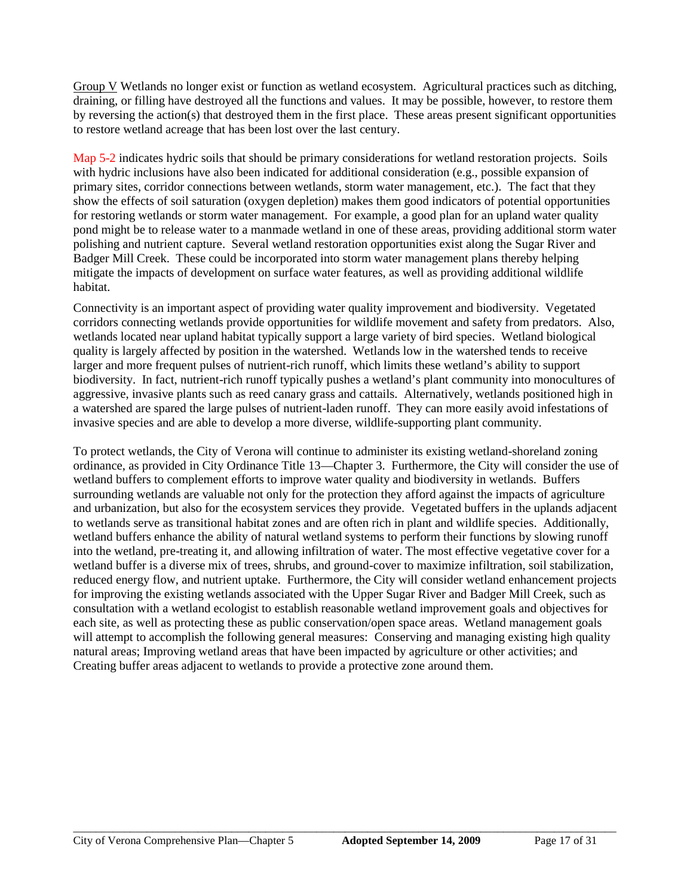Group V Wetlands no longer exist or function as wetland ecosystem. Agricultural practices such as ditching, draining, or filling have destroyed all the functions and values. It may be possible, however, to restore them by reversing the action(s) that destroyed them in the first place. These areas present significant opportunities to restore wetland acreage that has been lost over the last century.

Map 5-2 indicates hydric soils that should be primary considerations for wetland restoration projects. Soils with hydric inclusions have also been indicated for additional consideration (e.g., possible expansion of primary sites, corridor connections between wetlands, storm water management, etc.). The fact that they show the effects of soil saturation (oxygen depletion) makes them good indicators of potential opportunities for restoring wetlands or storm water management. For example, a good plan for an upland water quality pond might be to release water to a manmade wetland in one of these areas, providing additional storm water polishing and nutrient capture. Several wetland restoration opportunities exist along the Sugar River and Badger Mill Creek. These could be incorporated into storm water management plans thereby helping mitigate the impacts of development on surface water features, as well as providing additional wildlife habitat.

Connectivity is an important aspect of providing water quality improvement and biodiversity. Vegetated corridors connecting wetlands provide opportunities for wildlife movement and safety from predators. Also, wetlands located near upland habitat typically support a large variety of bird species. Wetland biological quality is largely affected by position in the watershed. Wetlands low in the watershed tends to receive larger and more frequent pulses of nutrient-rich runoff, which limits these wetland's ability to support biodiversity. In fact, nutrient-rich runoff typically pushes a wetland's plant community into monocultures of aggressive, invasive plants such as reed canary grass and cattails. Alternatively, wetlands positioned high in a watershed are spared the large pulses of nutrient-laden runoff. They can more easily avoid infestations of invasive species and are able to develop a more diverse, wildlife-supporting plant community.

To protect wetlands, the City of Verona will continue to administer its existing wetland-shoreland zoning ordinance, as provided in City Ordinance Title 13—Chapter 3. Furthermore, the City will consider the use of wetland buffers to complement efforts to improve water quality and biodiversity in wetlands. Buffers surrounding wetlands are valuable not only for the protection they afford against the impacts of agriculture and urbanization, but also for the ecosystem services they provide. Vegetated buffers in the uplands adjacent to wetlands serve as transitional habitat zones and are often rich in plant and wildlife species. Additionally, wetland buffers enhance the ability of natural wetland systems to perform their functions by slowing runoff into the wetland, pre-treating it, and allowing infiltration of water. The most effective vegetative cover for a wetland buffer is a diverse mix of trees, shrubs, and ground-cover to maximize infiltration, soil stabilization, reduced energy flow, and nutrient uptake. Furthermore, the City will consider wetland enhancement projects for improving the existing wetlands associated with the Upper Sugar River and Badger Mill Creek, such as consultation with a wetland ecologist to establish reasonable wetland improvement goals and objectives for each site, as well as protecting these as public conservation/open space areas. Wetland management goals will attempt to accomplish the following general measures: Conserving and managing existing high quality natural areas; Improving wetland areas that have been impacted by agriculture or other activities; and Creating buffer areas adjacent to wetlands to provide a protective zone around them.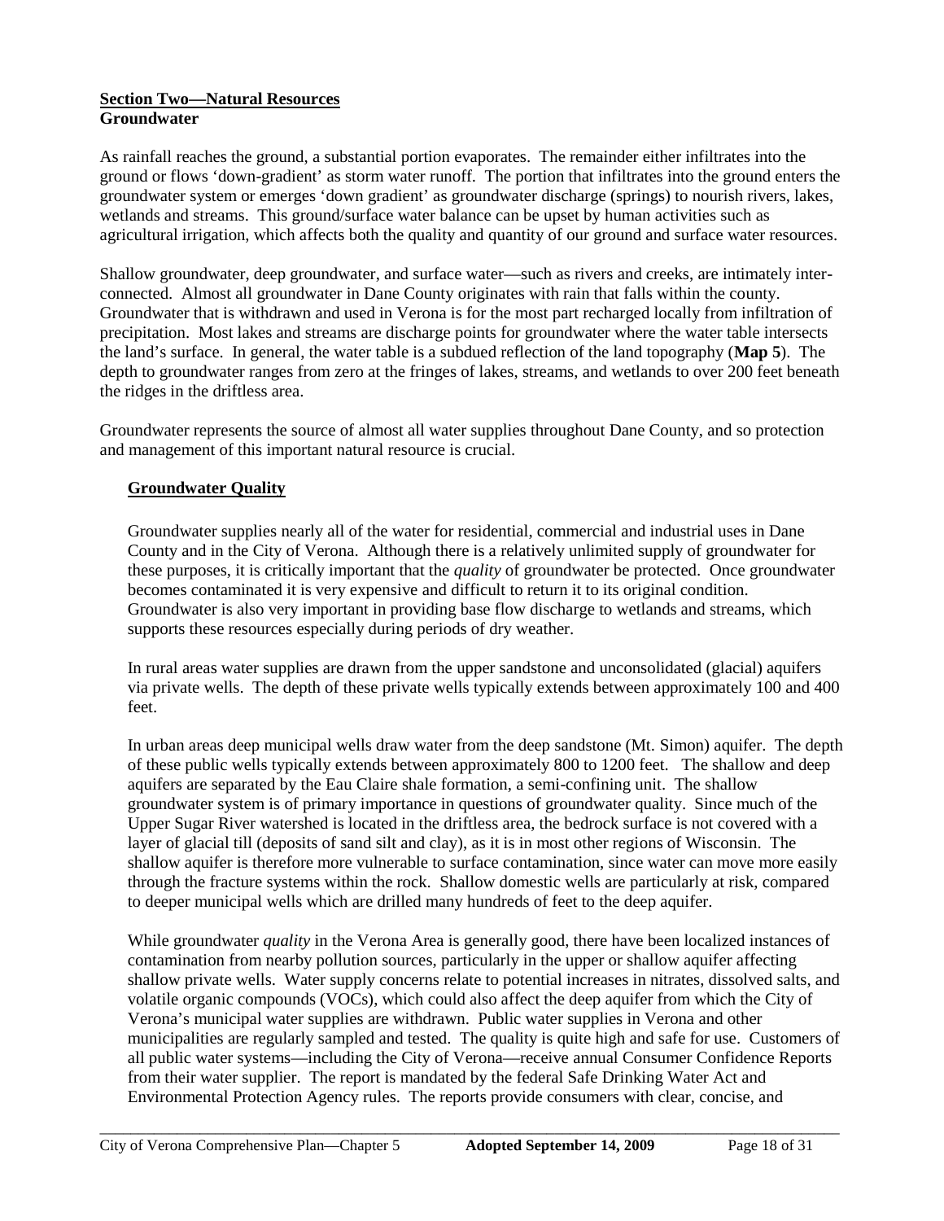**<u>Section Two—Natural Resources</u>**
**Groundwater**

As rainfall reaches the ground, a substantial portion evaporates. The remainder either infiltrates into the ground or flows 'down-gradient' as storm water runoff. The portion that infiltrates into the ground enters the groundwater system or emerges 'down gradient' as groundwater discharge (springs) to nourish rivers, lakes, wetlands and streams. This ground/surface water balance can be upset by human activities such as agricultural irrigation, which affects both the quality and quantity of our ground and surface water resources.

Shallow groundwater, deep groundwater, and surface water—such as rivers and creeks, are intimately inter-connected. Almost all groundwater in Dane County originates with rain that falls within the county. Groundwater that is withdrawn and used in Verona is for the most part recharged locally from infiltration of precipitation. Most lakes and streams are discharge points for groundwater where the water table intersects the land's surface. In general, the water table is a subdued reflection of the land topography (**Map 5**). The depth to groundwater ranges from zero at the fringes of lakes, streams, and wetlands to over 200 feet beneath the ridges in the driftless area.

Groundwater represents the source of almost all water supplies throughout Dane County, and so protection and management of this important natural resource is crucial.

**<u>Groundwater Quality</u>**

Groundwater supplies nearly all of the water for residential, commercial and industrial uses in Dane County and in the City of Verona. Although there is a relatively unlimited supply of groundwater for these purposes, it is critically important that the *quality* of groundwater be protected. Once groundwater becomes contaminated it is very expensive and difficult to return it to its original condition. Groundwater is also very important in providing base flow discharge to wetlands and streams, which supports these resources especially during periods of dry weather.

In rural areas water supplies are drawn from the upper sandstone and unconsolidated (glacial) aquifers via private wells. The depth of these private wells typically extends between approximately 100 and 400 feet.

In urban areas deep municipal wells draw water from the deep sandstone (Mt. Simon) aquifer. The depth of these public wells typically extends between approximately 800 to 1200 feet. The shallow and deep aquifers are separated by the Eau Claire shale formation, a semi-confining unit. The shallow groundwater system is of primary importance in questions of groundwater quality. Since much of the Upper Sugar River watershed is located in the driftless area, the bedrock surface is not covered with a layer of glacial till (deposits of sand silt and clay), as it is in most other regions of Wisconsin. The shallow aquifer is therefore more vulnerable to surface contamination, since water can move more easily through the fracture systems within the rock. Shallow domestic wells are particularly at risk, compared to deeper municipal wells which are drilled many hundreds of feet to the deep aquifer.

While groundwater *quality* in the Verona Area is generally good, there have been localized instances of contamination from nearby pollution sources, particularly in the upper or shallow aquifer affecting shallow private wells. Water supply concerns relate to potential increases in nitrates, dissolved salts, and volatile organic compounds (VOCs), which could also affect the deep aquifer from which the City of Verona's municipal water supplies are withdrawn. Public water supplies in Verona and other municipalities are regularly sampled and tested. The quality is quite high and safe for use. Customers of all public water systems—including the City of Verona—receive annual Consumer Confidence Reports from their water supplier. The report is mandated by the federal Safe Drinking Water Act and Environmental Protection Agency rules. The reports provide consumers with clear, concise, and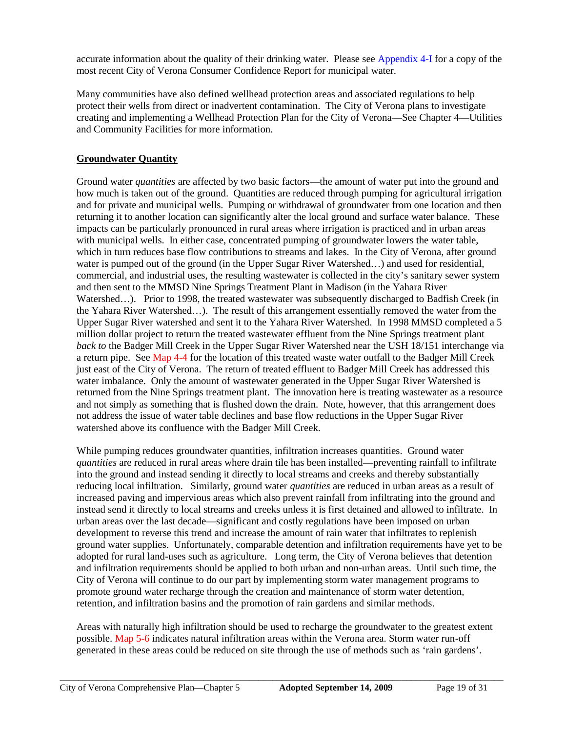accurate information about the quality of their drinking water. Please see Appendix 4-I for a copy of the most recent City of Verona Consumer Confidence Report for municipal water.

Many communities have also defined wellhead protection areas and associated regulations to help protect their wells from direct or inadvertent contamination. The City of Verona plans to investigate creating and implementing a Wellhead Protection Plan for the City of Verona—See Chapter 4—Utilities and Community Facilities for more information.

**Groundwater Quantity**

Ground water *quantities* are affected by two basic factors—the amount of water put into the ground and how much is taken out of the ground. Quantities are reduced through pumping for agricultural irrigation and for private and municipal wells. Pumping or withdrawal of groundwater from one location and then returning it to another location can significantly alter the local ground and surface water balance. These impacts can be particularly pronounced in rural areas where irrigation is practiced and in urban areas with municipal wells. In either case, concentrated pumping of groundwater lowers the water table, which in turn reduces base flow contributions to streams and lakes. In the City of Verona, after ground water is pumped out of the ground (in the Upper Sugar River Watershed…) and used for residential, commercial, and industrial uses, the resulting wastewater is collected in the city's sanitary sewer system and then sent to the MMSD Nine Springs Treatment Plant in Madison (in the Yahara River Watershed…). Prior to 1998, the treated wastewater was subsequently discharged to Badfish Creek (in the Yahara River Watershed…). The result of this arrangement essentially removed the water from the Upper Sugar River watershed and sent it to the Yahara River Watershed. In 1998 MMSD completed a 5 million dollar project to return the treated wastewater effluent from the Nine Springs treatment plant *back to* the Badger Mill Creek in the Upper Sugar River Watershed near the USH 18/151 interchange via a return pipe. See Map 4-4 for the location of this treated waste water outfall to the Badger Mill Creek just east of the City of Verona. The return of treated effluent to Badger Mill Creek has addressed this water imbalance. Only the amount of wastewater generated in the Upper Sugar River Watershed is returned from the Nine Springs treatment plant. The innovation here is treating wastewater as a resource and not simply as something that is flushed down the drain. Note, however, that this arrangement does not address the issue of water table declines and base flow reductions in the Upper Sugar River watershed above its confluence with the Badger Mill Creek.

While pumping reduces groundwater quantities, infiltration increases quantities. Ground water *quantities* are reduced in rural areas where drain tile has been installed—preventing rainfall to infiltrate into the ground and instead sending it directly to local streams and creeks and thereby substantially reducing local infiltration. Similarly, ground water *quantities* are reduced in urban areas as a result of increased paving and impervious areas which also prevent rainfall from infiltrating into the ground and instead send it directly to local streams and creeks unless it is first detained and allowed to infiltrate. In urban areas over the last decade—significant and costly regulations have been imposed on urban development to reverse this trend and increase the amount of rain water that infiltrates to replenish ground water supplies. Unfortunately, comparable detention and infiltration requirements have yet to be adopted for rural land-uses such as agriculture. Long term, the City of Verona believes that detention and infiltration requirements should be applied to both urban and non-urban areas. Until such time, the City of Verona will continue to do our part by implementing storm water management programs to promote ground water recharge through the creation and maintenance of storm water detention, retention, and infiltration basins and the promotion of rain gardens and similar methods.

Areas with naturally high infiltration should be used to recharge the groundwater to the greatest extent possible. Map 5-6 indicates natural infiltration areas within the Verona area. Storm water run-off generated in these areas could be reduced on site through the use of methods such as 'rain gardens'.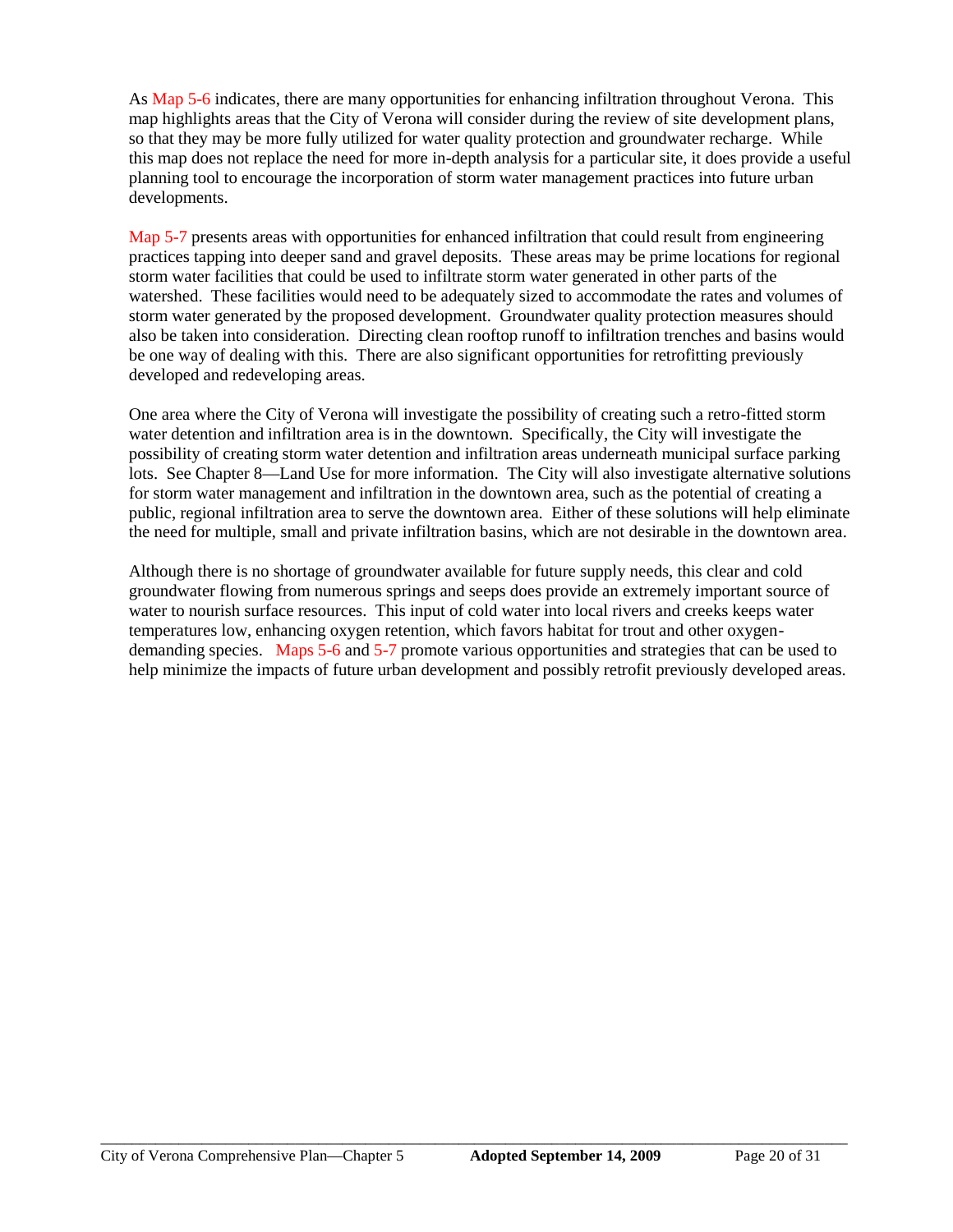As Map 5-6 indicates, there are many opportunities for enhancing infiltration throughout Verona. This map highlights areas that the City of Verona will consider during the review of site development plans, so that they may be more fully utilized for water quality protection and groundwater recharge. While this map does not replace the need for more in-depth analysis for a particular site, it does provide a useful planning tool to encourage the incorporation of storm water management practices into future urban developments.

Map 5-7 presents areas with opportunities for enhanced infiltration that could result from engineering practices tapping into deeper sand and gravel deposits. These areas may be prime locations for regional storm water facilities that could be used to infiltrate storm water generated in other parts of the watershed. These facilities would need to be adequately sized to accommodate the rates and volumes of storm water generated by the proposed development. Groundwater quality protection measures should also be taken into consideration. Directing clean rooftop runoff to infiltration trenches and basins would be one way of dealing with this. There are also significant opportunities for retrofitting previously developed and redeveloping areas.

One area where the City of Verona will investigate the possibility of creating such a retro-fitted storm water detention and infiltration area is in the downtown. Specifically, the City will investigate the possibility of creating storm water detention and infiltration areas underneath municipal surface parking lots. See Chapter 8—Land Use for more information. The City will also investigate alternative solutions for storm water management and infiltration in the downtown area, such as the potential of creating a public, regional infiltration area to serve the downtown area. Either of these solutions will help eliminate the need for multiple, small and private infiltration basins, which are not desirable in the downtown area.

Although there is no shortage of groundwater available for future supply needs, this clear and cold groundwater flowing from numerous springs and seeps does provide an extremely important source of water to nourish surface resources. This input of cold water into local rivers and creeks keeps water temperatures low, enhancing oxygen retention, which favors habitat for trout and other oxygen-demanding species. Maps 5-6 and 5-7 promote various opportunities and strategies that can be used to help minimize the impacts of future urban development and possibly retrofit previously developed areas.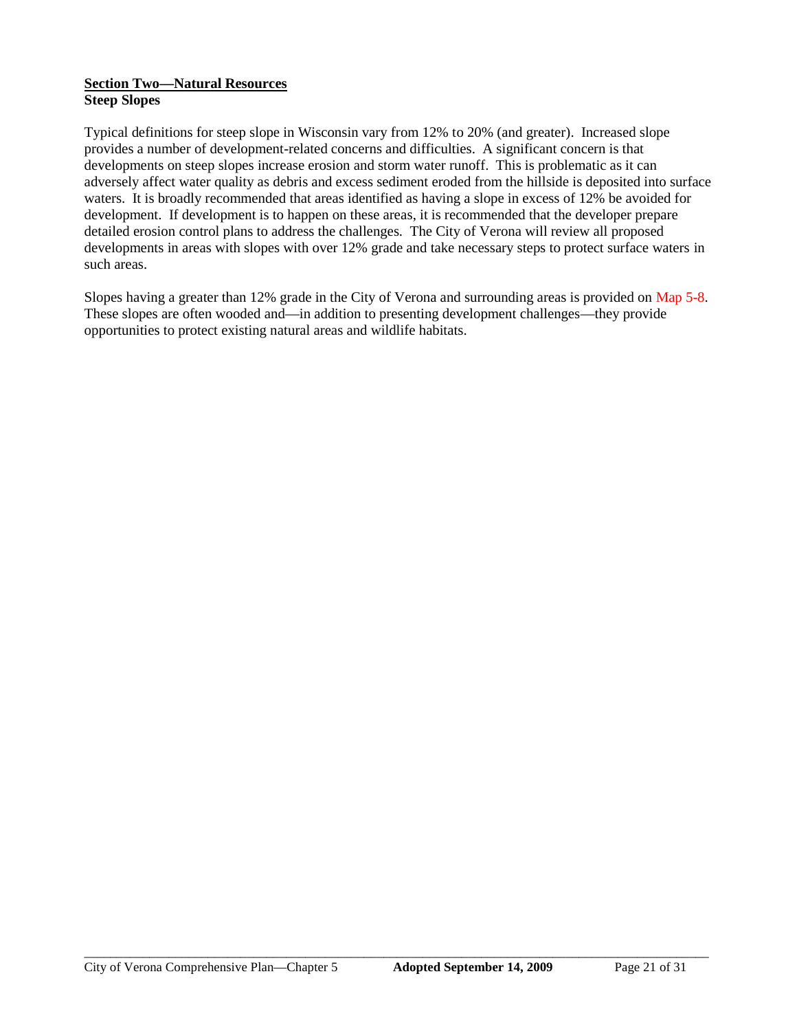## Section Two—Natural Resources

### Steep Slopes

Typical definitions for steep slope in Wisconsin vary from 12% to 20% (and greater). Increased slope provides a number of development-related concerns and difficulties. A significant concern is that developments on steep slopes increase erosion and storm water runoff. This is problematic as it can adversely affect water quality as debris and excess sediment eroded from the hillside is deposited into surface waters. It is broadly recommended that areas identified as having a slope in excess of 12% be avoided for development. If development is to happen on these areas, it is recommended that the developer prepare detailed erosion control plans to address the challenges. The City of Verona will review all proposed developments in areas with slopes with over 12% grade and take necessary steps to protect surface waters in such areas.

Slopes having a greater than 12% grade in the City of Verona and surrounding areas is provided on Map 5-8. These slopes are often wooded and—in addition to presenting development challenges—they provide opportunities to protect existing natural areas and wildlife habitats.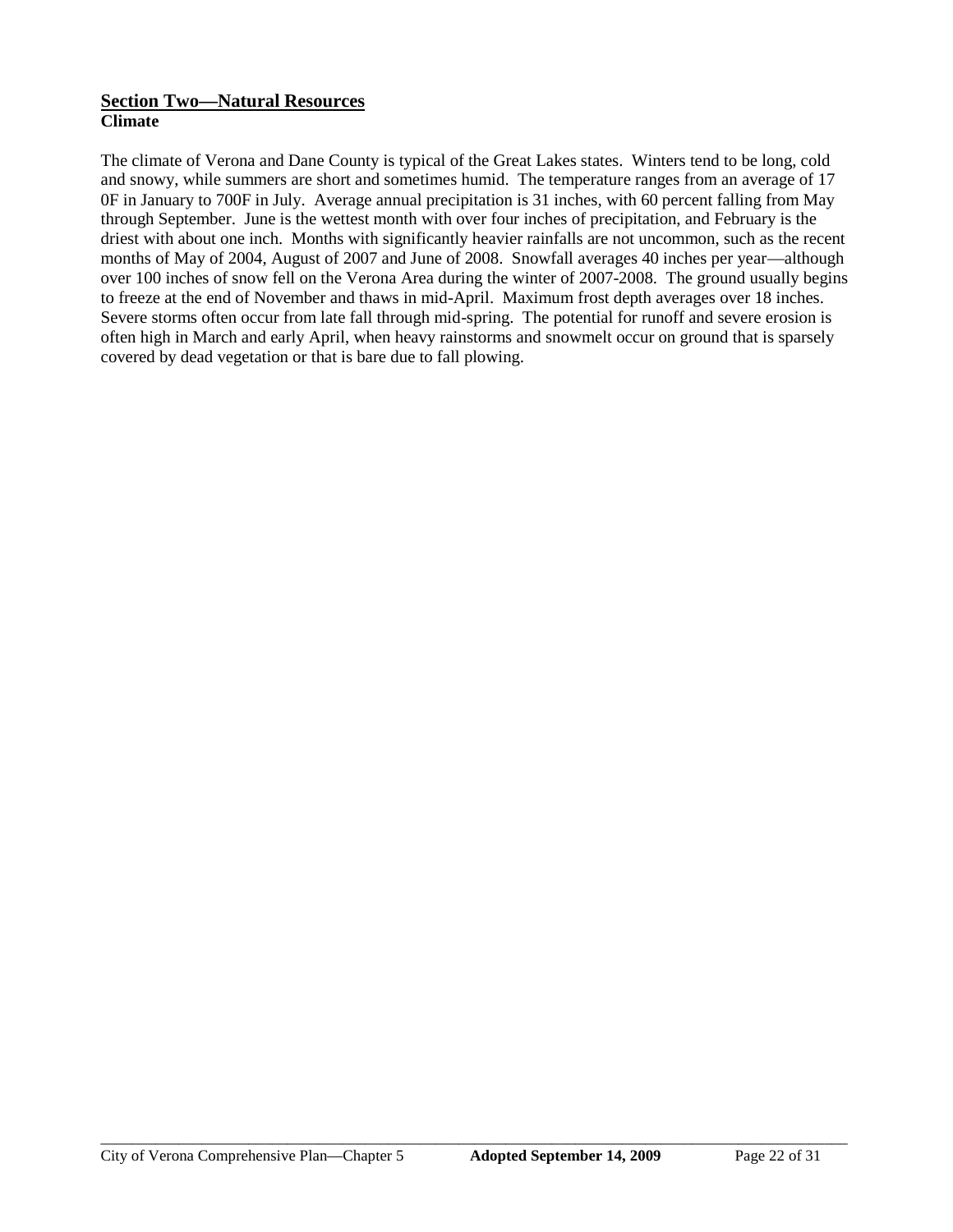## Section Two—Natural Resources

### Climate

The climate of Verona and Dane County is typical of the Great Lakes states. Winters tend to be long, cold and snowy, while summers are short and sometimes humid. The temperature ranges from an average of 17 0F in January to 700F in July. Average annual precipitation is 31 inches, with 60 percent falling from May through September. June is the wettest month with over four inches of precipitation, and February is the driest with about one inch. Months with significantly heavier rainfalls are not uncommon, such as the recent months of May of 2004, August of 2007 and June of 2008. Snowfall averages 40 inches per year—although over 100 inches of snow fell on the Verona Area during the winter of 2007-2008. The ground usually begins to freeze at the end of November and thaws in mid-April. Maximum frost depth averages over 18 inches. Severe storms often occur from late fall through mid-spring. The potential for runoff and severe erosion is often high in March and early April, when heavy rainstorms and snowmelt occur on ground that is sparsely covered by dead vegetation or that is bare due to fall plowing.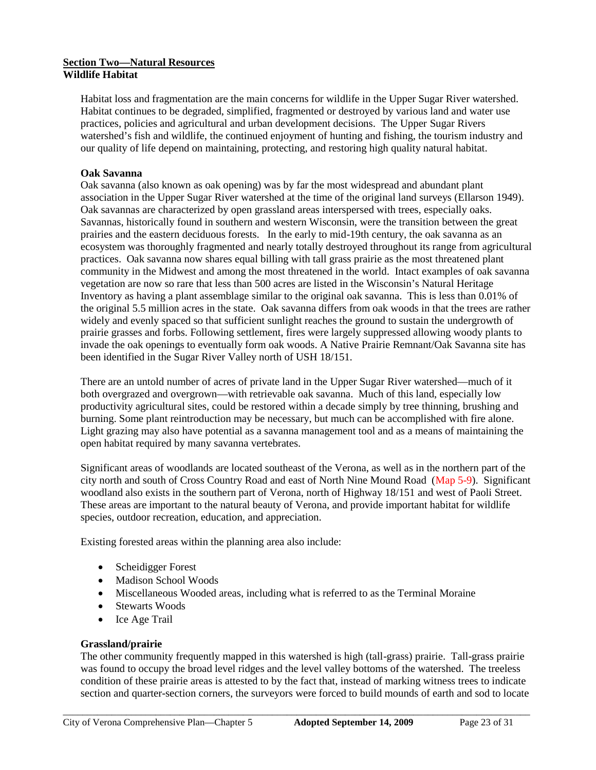**<u>Section Two—Natural Resources</u>**
**Wildlife Habitat**

Habitat loss and fragmentation are the main concerns for wildlife in the Upper Sugar River watershed. Habitat continues to be degraded, simplified, fragmented or destroyed by various land and water use practices, policies and agricultural and urban development decisions. The Upper Sugar Rivers watershed's fish and wildlife, the continued enjoyment of hunting and fishing, the tourism industry and our quality of life depend on maintaining, protecting, and restoring high quality natural habitat.

**Oak Savanna**

Oak savanna (also known as oak opening) was by far the most widespread and abundant plant association in the Upper Sugar River watershed at the time of the original land surveys (Ellarson 1949). Oak savannas are characterized by open grassland areas interspersed with trees, especially oaks. Savannas, historically found in southern and western Wisconsin, were the transition between the great prairies and the eastern deciduous forests. In the early to mid-19th century, the oak savanna as an ecosystem was thoroughly fragmented and nearly totally destroyed throughout its range from agricultural practices. Oak savanna now shares equal billing with tall grass prairie as the most threatened plant community in the Midwest and among the most threatened in the world. Intact examples of oak savanna vegetation are now so rare that less than 500 acres are listed in the Wisconsin's Natural Heritage Inventory as having a plant assemblage similar to the original oak savanna. This is less than 0.01% of the original 5.5 million acres in the state. Oak savanna differs from oak woods in that the trees are rather widely and evenly spaced so that sufficient sunlight reaches the ground to sustain the undergrowth of prairie grasses and forbs. Following settlement, fires were largely suppressed allowing woody plants to invade the oak openings to eventually form oak woods. A Native Prairie Remnant/Oak Savanna site has been identified in the Sugar River Valley north of USH 18/151.

There are an untold number of acres of private land in the Upper Sugar River watershed—much of it both overgrazed and overgrown—with retrievable oak savanna. Much of this land, especially low productivity agricultural sites, could be restored within a decade simply by tree thinning, brushing and burning. Some plant reintroduction may be necessary, but much can be accomplished with fire alone. Light grazing may also have potential as a savanna management tool and as a means of maintaining the open habitat required by many savanna vertebrates.

Significant areas of woodlands are located southeast of the Verona, as well as in the northern part of the city north and south of Cross Country Road and east of North Nine Mound Road (Map 5-9). Significant woodland also exists in the southern part of Verona, north of Highway 18/151 and west of Paoli Street. These areas are important to the natural beauty of Verona, and provide important habitat for wildlife species, outdoor recreation, education, and appreciation.

Existing forested areas within the planning area also include:

- Scheidigger Forest
- Madison School Woods
- Miscellaneous Wooded areas, including what is referred to as the Terminal Moraine
- Stewarts Woods
- Ice Age Trail

**Grassland/prairie**

The other community frequently mapped in this watershed is high (tall-grass) prairie. Tall-grass prairie was found to occupy the broad level ridges and the level valley bottoms of the watershed. The treeless condition of these prairie areas is attested to by the fact that, instead of marking witness trees to indicate section and quarter-section corners, the surveyors were forced to build mounds of earth and sod to locate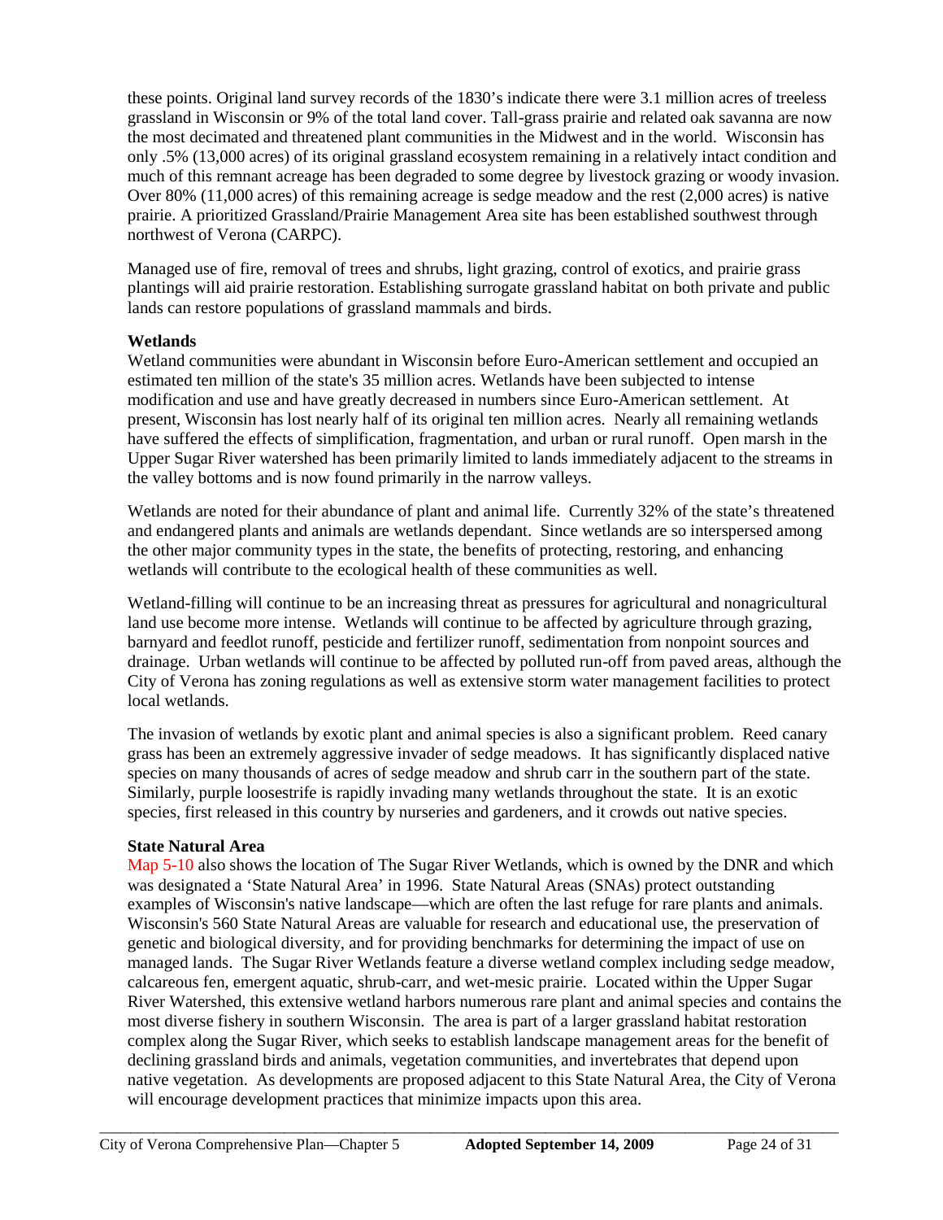these points. Original land survey records of the 1830's indicate there were 3.1 million acres of treeless grassland in Wisconsin or 9% of the total land cover. Tall-grass prairie and related oak savanna are now the most decimated and threatened plant communities in the Midwest and in the world. Wisconsin has only .5% (13,000 acres) of its original grassland ecosystem remaining in a relatively intact condition and much of this remnant acreage has been degraded to some degree by livestock grazing or woody invasion. Over 80% (11,000 acres) of this remaining acreage is sedge meadow and the rest (2,000 acres) is native prairie. A prioritized Grassland/Prairie Management Area site has been established southwest through northwest of Verona (CARPC).

Managed use of fire, removal of trees and shrubs, light grazing, control of exotics, and prairie grass plantings will aid prairie restoration. Establishing surrogate grassland habitat on both private and public lands can restore populations of grassland mammals and birds.

**Wetlands**

Wetland communities were abundant in Wisconsin before Euro-American settlement and occupied an estimated ten million of the state's 35 million acres. Wetlands have been subjected to intense modification and use and have greatly decreased in numbers since Euro-American settlement. At present, Wisconsin has lost nearly half of its original ten million acres. Nearly all remaining wetlands have suffered the effects of simplification, fragmentation, and urban or rural runoff. Open marsh in the Upper Sugar River watershed has been primarily limited to lands immediately adjacent to the streams in the valley bottoms and is now found primarily in the narrow valleys.

Wetlands are noted for their abundance of plant and animal life. Currently 32% of the state's threatened and endangered plants and animals are wetlands dependant. Since wetlands are so interspersed among the other major community types in the state, the benefits of protecting, restoring, and enhancing wetlands will contribute to the ecological health of these communities as well.

Wetland-filling will continue to be an increasing threat as pressures for agricultural and nonagricultural land use become more intense. Wetlands will continue to be affected by agriculture through grazing, barnyard and feedlot runoff, pesticide and fertilizer runoff, sedimentation from nonpoint sources and drainage. Urban wetlands will continue to be affected by polluted run-off from paved areas, although the City of Verona has zoning regulations as well as extensive storm water management facilities to protect local wetlands.

The invasion of wetlands by exotic plant and animal species is also a significant problem. Reed canary grass has been an extremely aggressive invader of sedge meadows. It has significantly displaced native species on many thousands of acres of sedge meadow and shrub carr in the southern part of the state. Similarly, purple loosestrife is rapidly invading many wetlands throughout the state. It is an exotic species, first released in this country by nurseries and gardeners, and it crowds out native species.

**State Natural Area**

Map 5-10 also shows the location of The Sugar River Wetlands, which is owned by the DNR and which was designated a 'State Natural Area' in 1996. State Natural Areas (SNAs) protect outstanding examples of Wisconsin's native landscape—which are often the last refuge for rare plants and animals. Wisconsin's 560 State Natural Areas are valuable for research and educational use, the preservation of genetic and biological diversity, and for providing benchmarks for determining the impact of use on managed lands. The Sugar River Wetlands feature a diverse wetland complex including sedge meadow, calcareous fen, emergent aquatic, shrub-carr, and wet-mesic prairie. Located within the Upper Sugar River Watershed, this extensive wetland harbors numerous rare plant and animal species and contains the most diverse fishery in southern Wisconsin. The area is part of a larger grassland habitat restoration complex along the Sugar River, which seeks to establish landscape management areas for the benefit of declining grassland birds and animals, vegetation communities, and invertebrates that depend upon native vegetation. As developments are proposed adjacent to this State Natural Area, the City of Verona will encourage development practices that minimize impacts upon this area.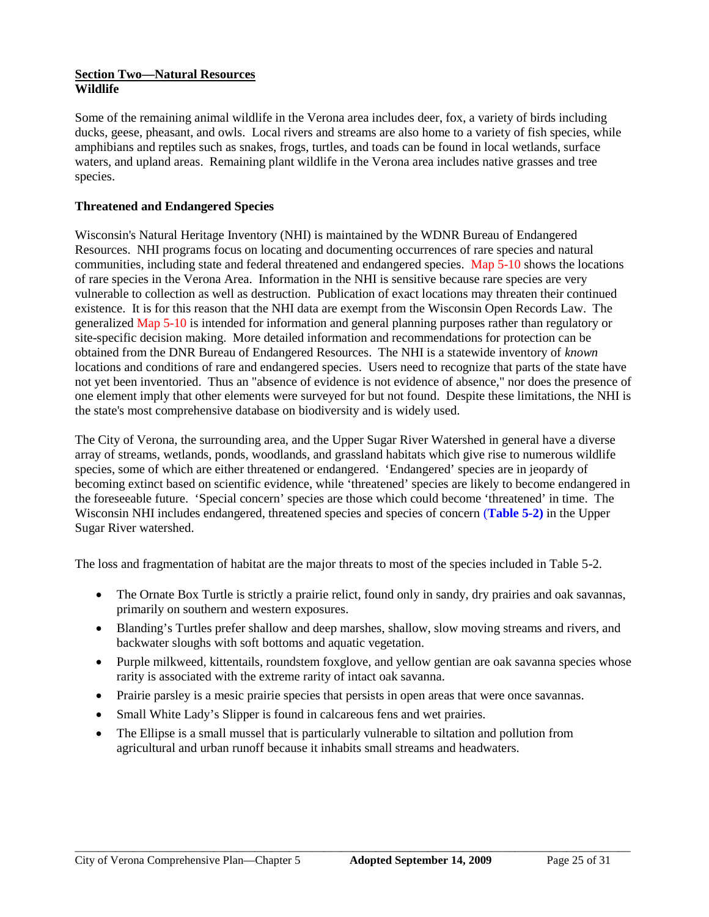**Section Two—Natural Resources**
**Wildlife**

Some of the remaining animal wildlife in the Verona area includes deer, fox, a variety of birds including ducks, geese, pheasant, and owls. Local rivers and streams are also home to a variety of fish species, while amphibians and reptiles such as snakes, frogs, turtles, and toads can be found in local wetlands, surface waters, and upland areas. Remaining plant wildlife in the Verona area includes native grasses and tree species.

**Threatened and Endangered Species**

Wisconsin's Natural Heritage Inventory (NHI) is maintained by the WDNR Bureau of Endangered Resources. NHI programs focus on locating and documenting occurrences of rare species and natural communities, including state and federal threatened and endangered species. Map 5-10 shows the locations of rare species in the Verona Area. Information in the NHI is sensitive because rare species are very vulnerable to collection as well as destruction. Publication of exact locations may threaten their continued existence. It is for this reason that the NHI data are exempt from the Wisconsin Open Records Law. The generalized Map 5-10 is intended for information and general planning purposes rather than regulatory or site-specific decision making. More detailed information and recommendations for protection can be obtained from the DNR Bureau of Endangered Resources. The NHI is a statewide inventory of *known* locations and conditions of rare and endangered species. Users need to recognize that parts of the state have not yet been inventoried. Thus an "absence of evidence is not evidence of absence," nor does the presence of one element imply that other elements were surveyed for but not found. Despite these limitations, the NHI is the state's most comprehensive database on biodiversity and is widely used.

The City of Verona, the surrounding area, and the Upper Sugar River Watershed in general have a diverse array of streams, wetlands, ponds, woodlands, and grassland habitats which give rise to numerous wildlife species, some of which are either threatened or endangered. 'Endangered' species are in jeopardy of becoming extinct based on scientific evidence, while 'threatened' species are likely to become endangered in the foreseeable future. 'Special concern' species are those which could become 'threatened' in time. The Wisconsin NHI includes endangered, threatened species and species of concern (**Table 5-2)** in the Upper Sugar River watershed.

The loss and fragmentation of habitat are the major threats to most of the species included in Table 5-2.

- The Ornate Box Turtle is strictly a prairie relict, found only in sandy, dry prairies and oak savannas, primarily on southern and western exposures.
- Blanding's Turtles prefer shallow and deep marshes, shallow, slow moving streams and rivers, and backwater sloughs with soft bottoms and aquatic vegetation.
- Purple milkweed, kittentails, roundstem foxglove, and yellow gentian are oak savanna species whose rarity is associated with the extreme rarity of intact oak savanna.
- Prairie parsley is a mesic prairie species that persists in open areas that were once savannas.
- Small White Lady's Slipper is found in calcareous fens and wet prairies.
- The Ellipse is a small mussel that is particularly vulnerable to siltation and pollution from agricultural and urban runoff because it inhabits small streams and headwaters.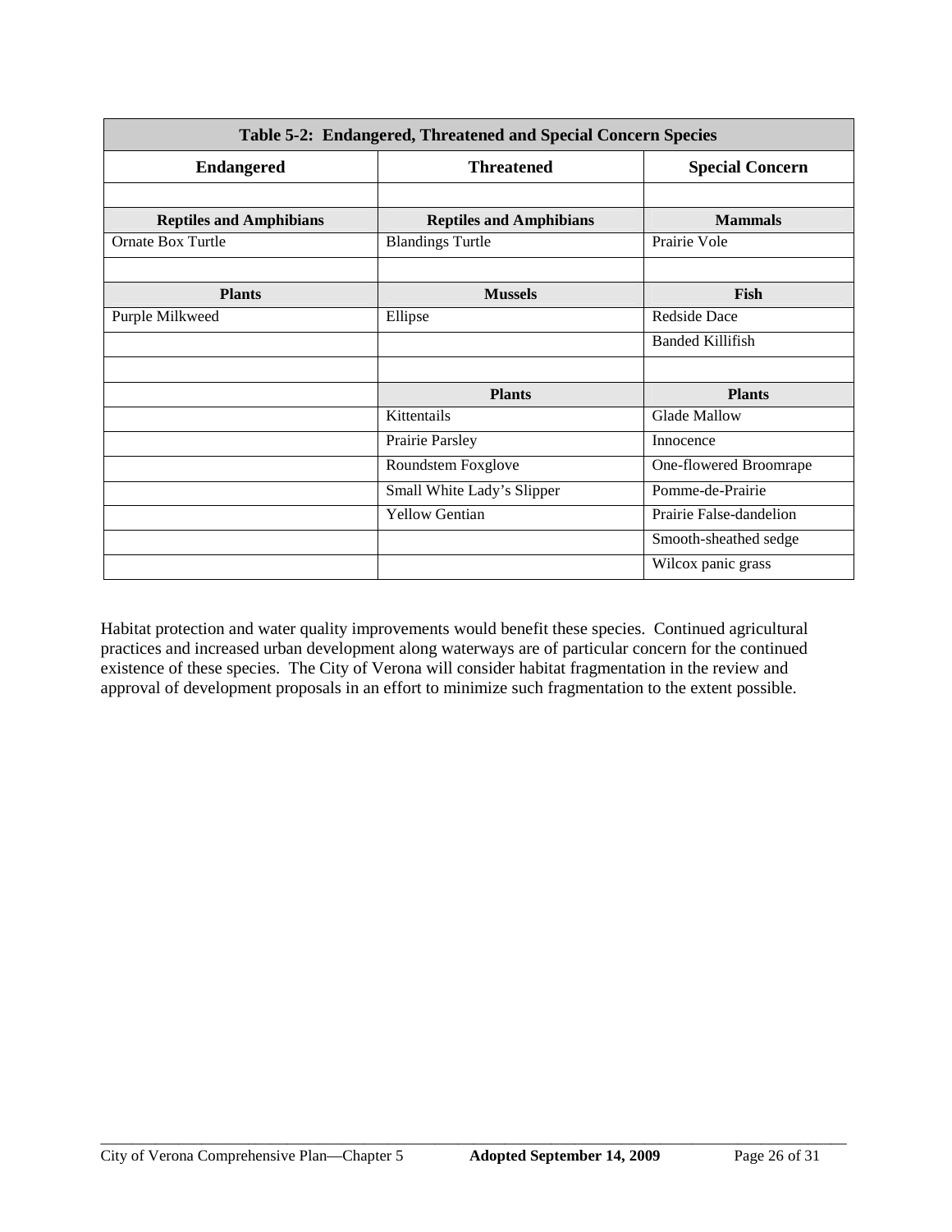| Table 5-2: Endangered, Threatened and Special Concern Species | | |
|---|---|---|
| **Endangered** | **Threatened** | **Special Concern** |
| | | |
| **Reptiles and Amphibians** | **Reptiles and Amphibians** | **Mammals** |
| Ornate Box Turtle | Blandings Turtle | Prairie Vole |
| | | |
| **Plants** | **Mussels** | **Fish** |
| Purple Milkweed | Ellipse | Redside Dace |
| | | Banded Killifish |
| | | |
| | **Plants** | **Plants** |
| | Kittentails | Glade Mallow |
| | Prairie Parsley | Innocence |
| | Roundstem Foxglove | One-flowered Broomrape |
| | Small White Lady's Slipper | Pomme-de-Prairie |
| | Yellow Gentian | Prairie False-dandelion |
| | | Smooth-sheathed sedge |
| | | Wilcox panic grass |

Habitat protection and water quality improvements would benefit these species. Continued agricultural practices and increased urban development along waterways are of particular concern for the continued existence of these species. The City of Verona will consider habitat fragmentation in the review and approval of development proposals in an effort to minimize such fragmentation to the extent possible.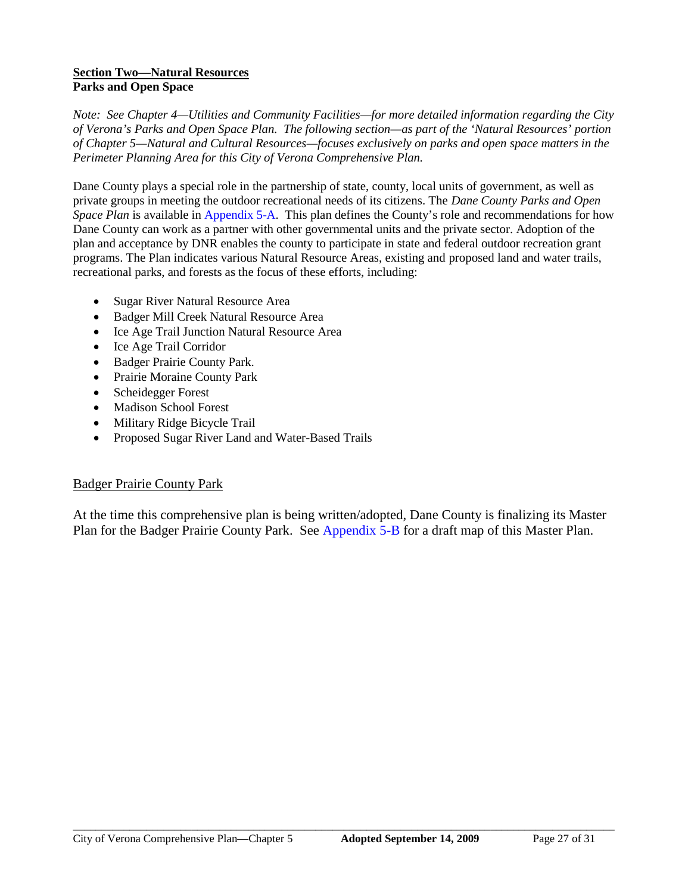## Section Two—Natural Resources

### Parks and Open Space

*Note: See Chapter 4—Utilities and Community Facilities—for more detailed information regarding the City of Verona's Parks and Open Space Plan. The following section—as part of the 'Natural Resources' portion of Chapter 5—Natural and Cultural Resources—focuses exclusively on parks and open space matters in the Perimeter Planning Area for this City of Verona Comprehensive Plan.*

Dane County plays a special role in the partnership of state, county, local units of government, as well as private groups in meeting the outdoor recreational needs of its citizens. The *Dane County Parks and Open Space Plan* is available in Appendix 5-A. This plan defines the County's role and recommendations for how Dane County can work as a partner with other governmental units and the private sector. Adoption of the plan and acceptance by DNR enables the county to participate in state and federal outdoor recreation grant programs. The Plan indicates various Natural Resource Areas, existing and proposed land and water trails, recreational parks, and forests as the focus of these efforts, including:

- Sugar River Natural Resource Area
- Badger Mill Creek Natural Resource Area
- Ice Age Trail Junction Natural Resource Area
- Ice Age Trail Corridor
- Badger Prairie County Park.
- Prairie Moraine County Park
- Scheidegger Forest
- Madison School Forest
- Military Ridge Bicycle Trail
- Proposed Sugar River Land and Water-Based Trails

### Badger Prairie County Park

At the time this comprehensive plan is being written/adopted, Dane County is finalizing its Master Plan for the Badger Prairie County Park. See Appendix 5-B for a draft map of this Master Plan.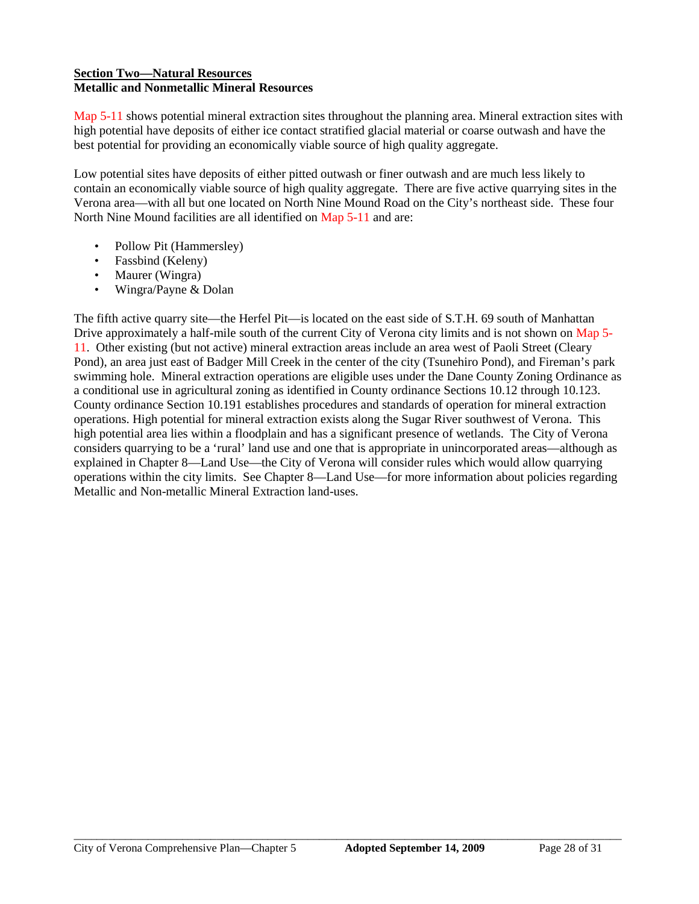## Section Two—Natural Resources

### Metallic and Nonmetallic Mineral Resources

Map 5-11 shows potential mineral extraction sites throughout the planning area. Mineral extraction sites with high potential have deposits of either ice contact stratified glacial material or coarse outwash and have the best potential for providing an economically viable source of high quality aggregate.

Low potential sites have deposits of either pitted outwash or finer outwash and are much less likely to contain an economically viable source of high quality aggregate. There are five active quarrying sites in the Verona area—with all but one located on North Nine Mound Road on the City's northeast side. These four North Nine Mound facilities are all identified on Map 5-11 and are:

- Pollow Pit (Hammersley)
- Fassbind (Keleny)
- Maurer (Wingra)
- Wingra/Payne & Dolan

The fifth active quarry site—the Herfel Pit—is located on the east side of S.T.H. 69 south of Manhattan Drive approximately a half-mile south of the current City of Verona city limits and is not shown on Map 5-11. Other existing (but not active) mineral extraction areas include an area west of Paoli Street (Cleary Pond), an area just east of Badger Mill Creek in the center of the city (Tsunehiro Pond), and Fireman's park swimming hole. Mineral extraction operations are eligible uses under the Dane County Zoning Ordinance as a conditional use in agricultural zoning as identified in County ordinance Sections 10.12 through 10.123. County ordinance Section 10.191 establishes procedures and standards of operation for mineral extraction operations. High potential for mineral extraction exists along the Sugar River southwest of Verona. This high potential area lies within a floodplain and has a significant presence of wetlands. The City of Verona considers quarrying to be a 'rural' land use and one that is appropriate in unincorporated areas—although as explained in Chapter 8—Land Use—the City of Verona will consider rules which would allow quarrying operations within the city limits. See Chapter 8—Land Use—for more information about policies regarding Metallic and Non-metallic Mineral Extraction land-uses.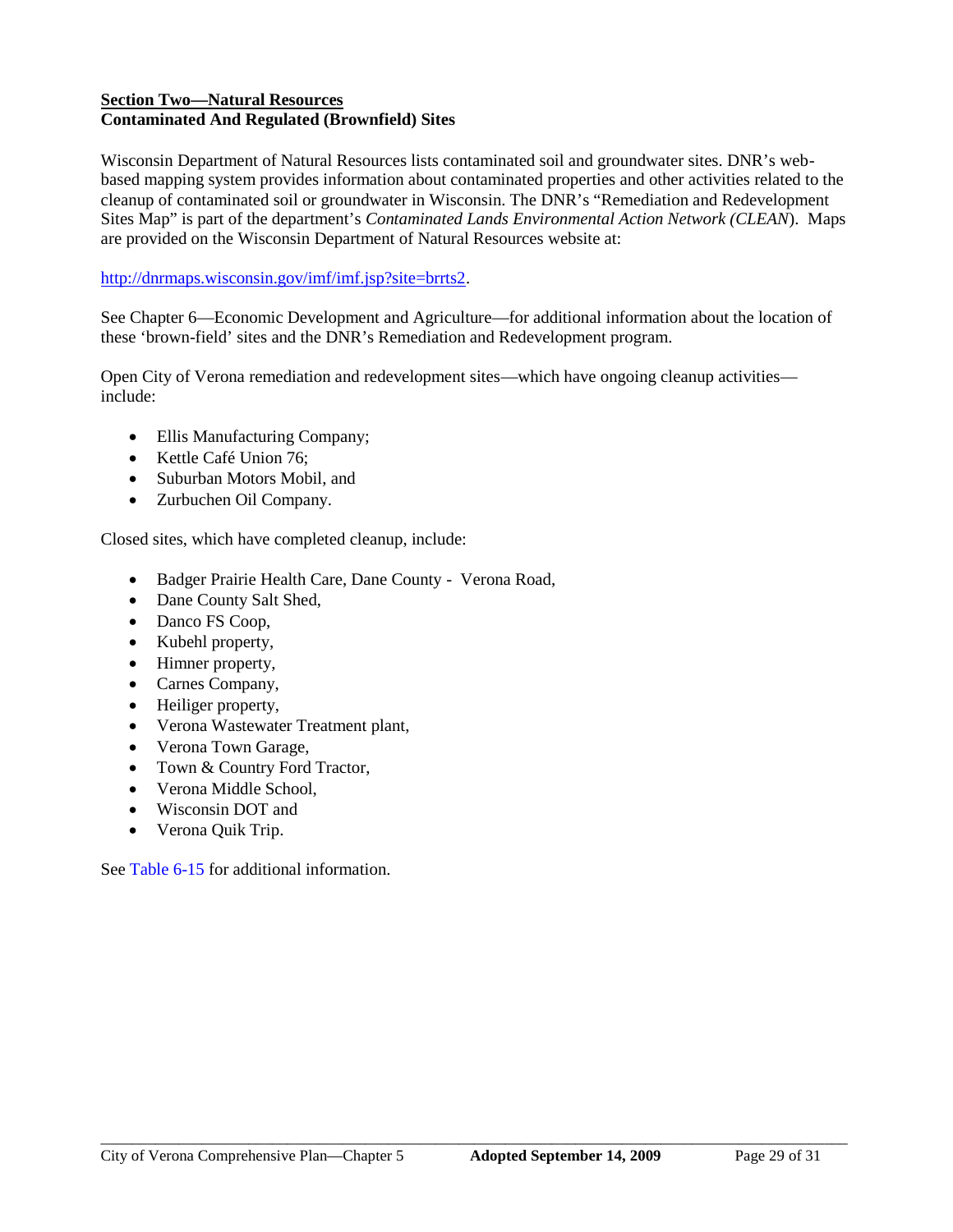**<u>Section Two—Natural Resources</u>**
**Contaminated And Regulated (Brownfield) Sites**

Wisconsin Department of Natural Resources lists contaminated soil and groundwater sites. DNR's web-based mapping system provides information about contaminated properties and other activities related to the cleanup of contaminated soil or groundwater in Wisconsin. The DNR's "Remediation and Redevelopment Sites Map" is part of the department's *Contaminated Lands Environmental Action Network (CLEAN*). Maps are provided on the Wisconsin Department of Natural Resources website at:

http://dnrmaps.wisconsin.gov/imf/imf.jsp?site=brrts2.

See Chapter 6—Economic Development and Agriculture—for additional information about the location of these 'brown-field' sites and the DNR's Remediation and Redevelopment program.

Open City of Verona remediation and redevelopment sites—which have ongoing cleanup activities—include:

- Ellis Manufacturing Company;
- Kettle Café Union 76;
- Suburban Motors Mobil, and
- Zurbuchen Oil Company.

Closed sites, which have completed cleanup, include:

- Badger Prairie Health Care, Dane County - Verona Road,
- Dane County Salt Shed,
- Danco FS Coop,
- Kubehl property,
- Himner property,
- Carnes Company,
- Heiliger property,
- Verona Wastewater Treatment plant,
- Verona Town Garage,
- Town & Country Ford Tractor,
- Verona Middle School,
- Wisconsin DOT and
- Verona Quik Trip.

See Table 6-15 for additional information.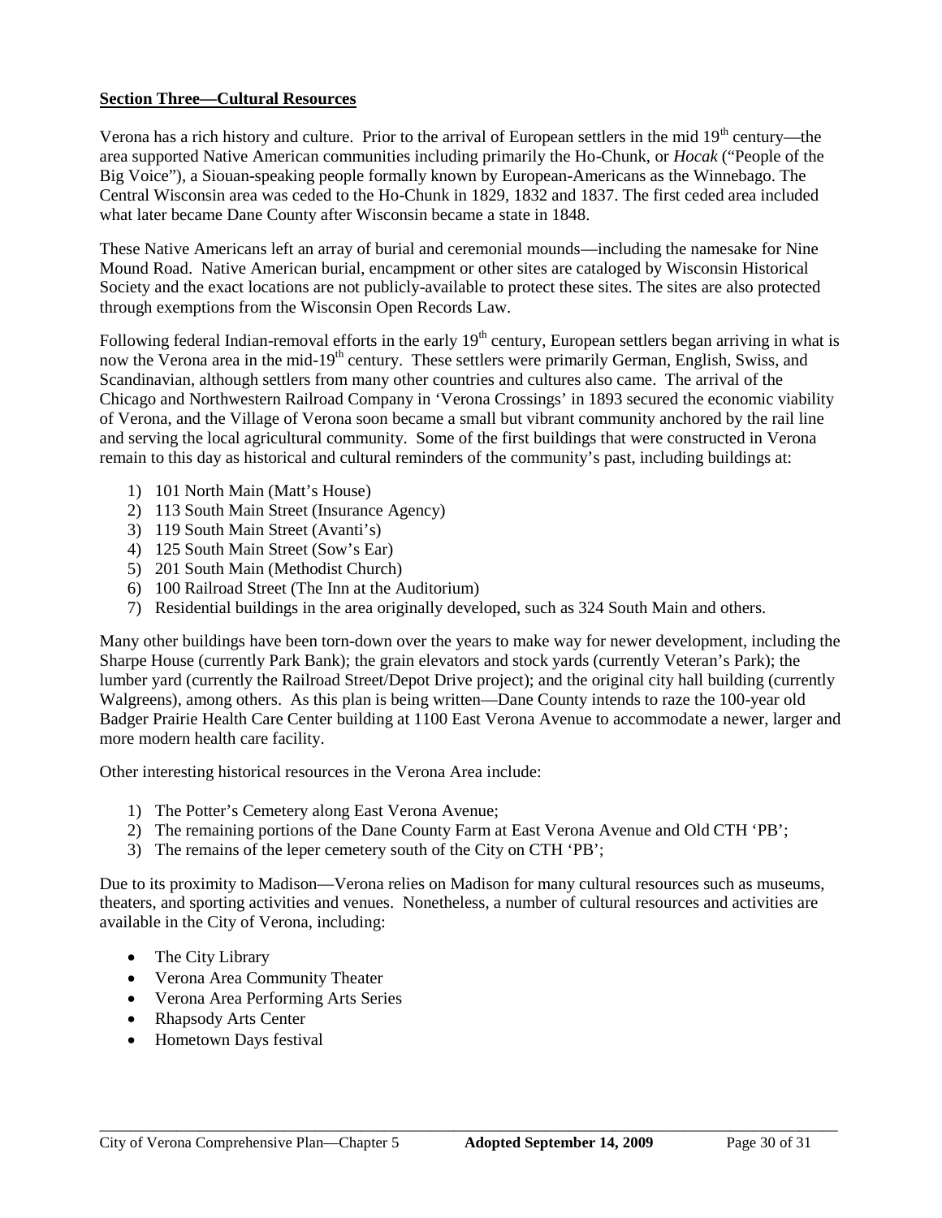**Section Three—Cultural Resources**

Verona has a rich history and culture. Prior to the arrival of European settlers in the mid 19th century—the area supported Native American communities including primarily the Ho-Chunk, or *Hocak* ("People of the Big Voice"), a Siouan-speaking people formally known by European-Americans as the Winnebago. The Central Wisconsin area was ceded to the Ho-Chunk in 1829, 1832 and 1837. The first ceded area included what later became Dane County after Wisconsin became a state in 1848.

These Native Americans left an array of burial and ceremonial mounds—including the namesake for Nine Mound Road. Native American burial, encampment or other sites are cataloged by Wisconsin Historical Society and the exact locations are not publicly-available to protect these sites. The sites are also protected through exemptions from the Wisconsin Open Records Law.

Following federal Indian-removal efforts in the early 19th century, European settlers began arriving in what is now the Verona area in the mid-19th century. These settlers were primarily German, English, Swiss, and Scandinavian, although settlers from many other countries and cultures also came. The arrival of the Chicago and Northwestern Railroad Company in 'Verona Crossings' in 1893 secured the economic viability of Verona, and the Village of Verona soon became a small but vibrant community anchored by the rail line and serving the local agricultural community. Some of the first buildings that were constructed in Verona remain to this day as historical and cultural reminders of the community's past, including buildings at:

1) 101 North Main (Matt's House)
2) 113 South Main Street (Insurance Agency)
3) 119 South Main Street (Avanti's)
4) 125 South Main Street (Sow's Ear)
5) 201 South Main (Methodist Church)
6) 100 Railroad Street (The Inn at the Auditorium)
7) Residential buildings in the area originally developed, such as 324 South Main and others.

Many other buildings have been torn-down over the years to make way for newer development, including the Sharpe House (currently Park Bank); the grain elevators and stock yards (currently Veteran's Park); the lumber yard (currently the Railroad Street/Depot Drive project); and the original city hall building (currently Walgreens), among others. As this plan is being written—Dane County intends to raze the 100-year old Badger Prairie Health Care Center building at 1100 East Verona Avenue to accommodate a newer, larger and more modern health care facility.

Other interesting historical resources in the Verona Area include:

1) The Potter's Cemetery along East Verona Avenue;
2) The remaining portions of the Dane County Farm at East Verona Avenue and Old CTH 'PB';
3) The remains of the leper cemetery south of the City on CTH 'PB';

Due to its proximity to Madison—Verona relies on Madison for many cultural resources such as museums, theaters, and sporting activities and venues. Nonetheless, a number of cultural resources and activities are available in the City of Verona, including:

- The City Library
- Verona Area Community Theater
- Verona Area Performing Arts Series
- Rhapsody Arts Center
- Hometown Days festival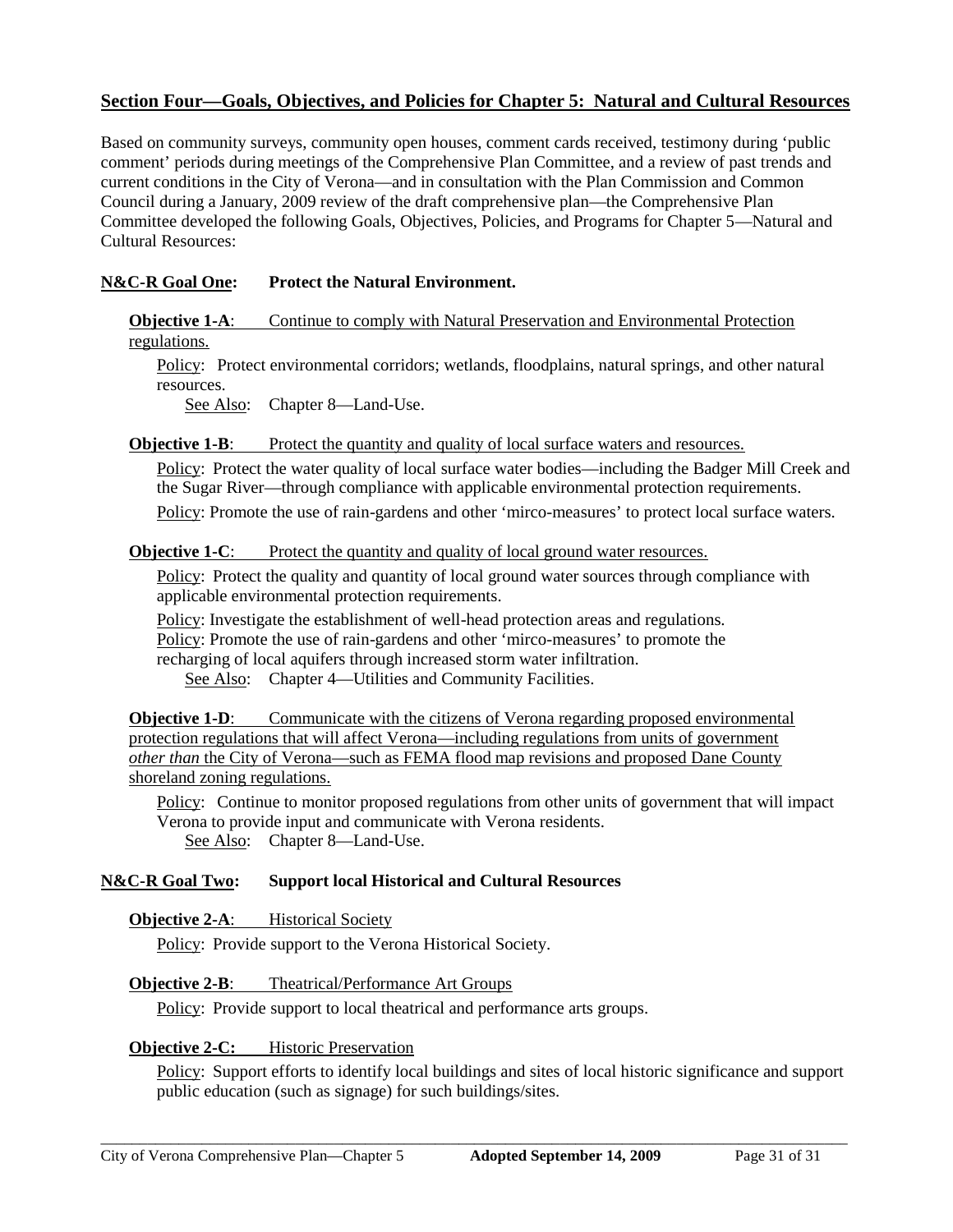## Section Four—Goals, Objectives, and Policies for Chapter 5: Natural and Cultural Resources

Based on community surveys, community open houses, comment cards received, testimony during 'public comment' periods during meetings of the Comprehensive Plan Committee, and a review of past trends and current conditions in the City of Verona—and in consultation with the Plan Commission and Common Council during a January, 2009 review of the draft comprehensive plan—the Comprehensive Plan Committee developed the following Goals, Objectives, Policies, and Programs for Chapter 5—Natural and Cultural Resources:

### N&C-R Goal One: Protect the Natural Environment.

**Objective 1-A**: Continue to comply with Natural Preservation and Environmental Protection regulations.

Policy: Protect environmental corridors; wetlands, floodplains, natural springs, and other natural resources.

See Also: Chapter 8—Land-Use.

**Objective 1-B**: Protect the quantity and quality of local surface waters and resources.

Policy: Protect the water quality of local surface water bodies—including the Badger Mill Creek and the Sugar River—through compliance with applicable environmental protection requirements.

Policy: Promote the use of rain-gardens and other 'mirco-measures' to protect local surface waters.

**Objective 1-C**: Protect the quantity and quality of local ground water resources.

Policy: Protect the quality and quantity of local ground water sources through compliance with applicable environmental protection requirements.

Policy: Investigate the establishment of well-head protection areas and regulations.

Policy: Promote the use of rain-gardens and other 'mirco-measures' to promote the recharging of local aquifers through increased storm water infiltration.

See Also: Chapter 4—Utilities and Community Facilities.

**Objective 1-D**: Communicate with the citizens of Verona regarding proposed environmental protection regulations that will affect Verona—including regulations from units of government *other than* the City of Verona—such as FEMA flood map revisions and proposed Dane County shoreland zoning regulations.

Policy: Continue to monitor proposed regulations from other units of government that will impact Verona to provide input and communicate with Verona residents.

See Also: Chapter 8—Land-Use.

### N&C-R Goal Two: Support local Historical and Cultural Resources

**Objective 2-A**: Historical Society

Policy: Provide support to the Verona Historical Society.

**Objective 2-B**: Theatrical/Performance Art Groups

Policy: Provide support to local theatrical and performance arts groups.

**Objective 2-C:** Historic Preservation

Policy: Support efforts to identify local buildings and sites of local historic significance and support public education (such as signage) for such buildings/sites.